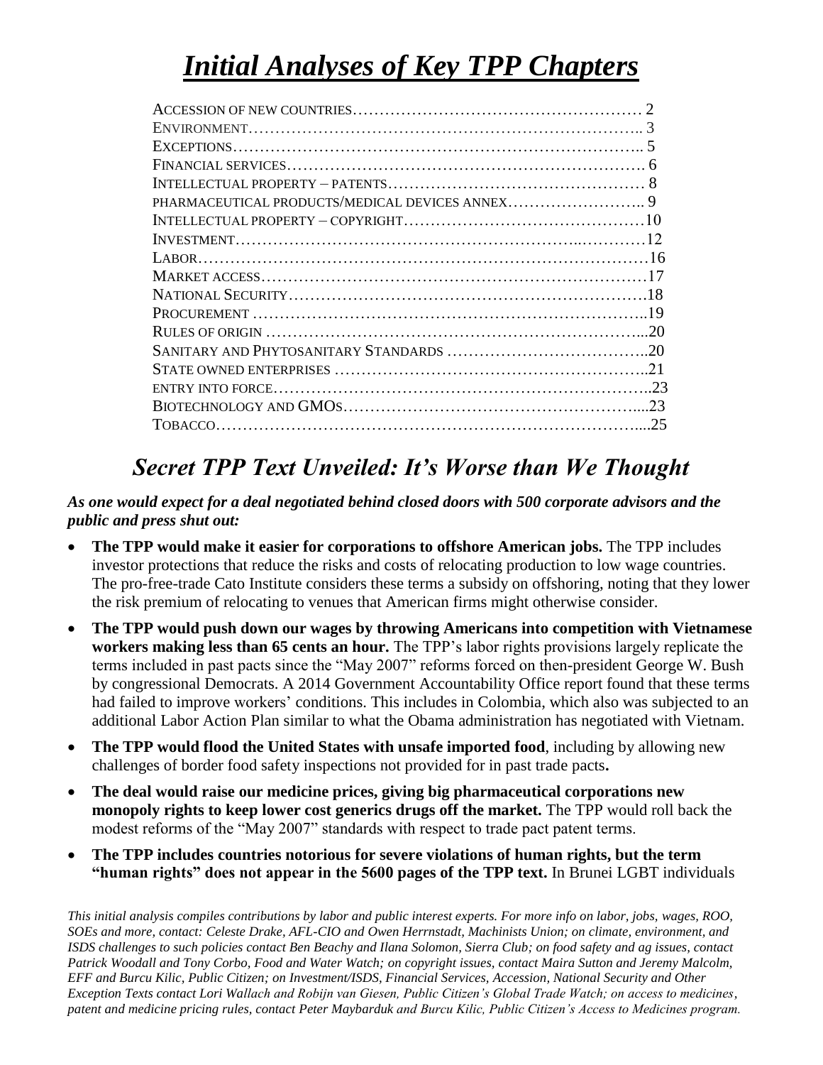# ***Initial Analyses of Key TPP Chapters***

| | |
|---|---|
| ACCESSION OF NEW COUNTRIES | 2 |
| ENVIRONMENT | 3 |
| EXCEPTIONS | 5 |
| FINANCIAL SERVICES | 6 |
| INTELLECTUAL PROPERTY – PATENTS | 8 |
| PHARMACEUTICAL PRODUCTS/MEDICAL DEVICES ANNEX | 9 |
| INTELLECTUAL PROPERTY – COPYRIGHT | 10 |
| INVESTMENT | 12 |
| LABOR | 16 |
| MARKET ACCESS | 17 |
| NATIONAL SECURITY | 18 |
| PROCUREMENT | 19 |
| RULES OF ORIGIN | 20 |
| SANITARY AND PHYTOSANITARY STANDARDS | 20 |
| STATE OWNED ENTERPRISES | 21 |
| ENTRY INTO FORCE | 23 |
| BIOTECHNOLOGY AND GMOS | 23 |
| TOBACCO | 25 |

## *Secret TPP Text Unveiled: It's Worse than We Thought*

***As one would expect for a deal negotiated behind closed doors with 500 corporate advisors and the public and press shut out:***

- **The TPP would make it easier for corporations to offshore American jobs.** The TPP includes investor protections that reduce the risks and costs of relocating production to low wage countries. The pro-free-trade Cato Institute considers these terms a subsidy on offshoring, noting that they lower the risk premium of relocating to venues that American firms might otherwise consider.
- **The TPP would push down our wages by throwing Americans into competition with Vietnamese workers making less than 65 cents an hour.** The TPP's labor rights provisions largely replicate the terms included in past pacts since the "May 2007" reforms forced on then-president George W. Bush by congressional Democrats. A 2014 Government Accountability Office report found that these terms had failed to improve workers' conditions. This includes in Colombia, which also was subjected to an additional Labor Action Plan similar to what the Obama administration has negotiated with Vietnam.
- **The TPP would flood the United States with unsafe imported food**, including by allowing new challenges of border food safety inspections not provided for in past trade pacts**.**
- **The deal would raise our medicine prices, giving big pharmaceutical corporations new monopoly rights to keep lower cost generics drugs off the market.** The TPP would roll back the modest reforms of the "May 2007" standards with respect to trade pact patent terms.
- **The TPP includes countries notorious for severe violations of human rights, but the term "human rights" does not appear in the 5600 pages of the TPP text.** In Brunei LGBT individuals

*This initial analysis compiles contributions by labor and public interest experts. For more info on labor, jobs, wages, ROO, SOEs and more, contact: Celeste Drake, AFL-CIO and Owen Herrnstadt, Machinists Union; on climate, environment, and ISDS challenges to such policies contact Ben Beachy and Ilana Solomon, Sierra Club; on food safety and ag issues, contact Patrick Woodall and Tony Corbo, Food and Water Watch; on copyright issues, contact Maira Sutton and Jeremy Malcolm, EFF and Burcu Kilic, Public Citizen; on Investment/ISDS, Financial Services, Accession, National Security and Other Exception Texts contact Lori Wallach and Robijn van Giesen, Public Citizen's Global Trade Watch; on access to medicines, patent and medicine pricing rules, contact Peter Maybarduk and Burcu Kilic, Public Citizen's Access to Medicines program.*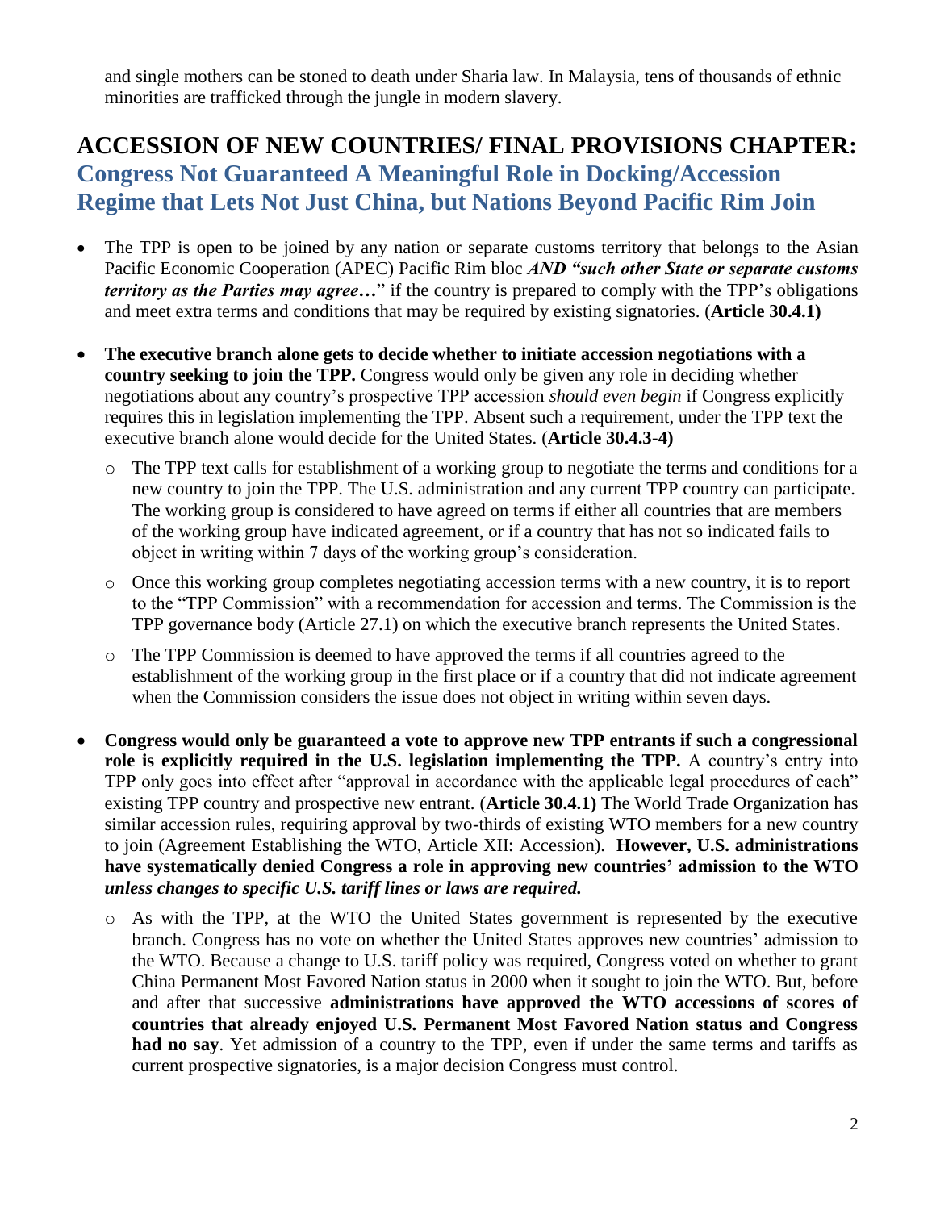and single mothers can be stoned to death under Sharia law. In Malaysia, tens of thousands of ethnic minorities are trafficked through the jungle in modern slavery.

## ACCESSION OF NEW COUNTRIES/ FINAL PROVISIONS CHAPTER: Congress Not Guaranteed A Meaningful Role in Docking/Accession Regime that Lets Not Just China, but Nations Beyond Pacific Rim Join

- The TPP is open to be joined by any nation or separate customs territory that belongs to the Asian Pacific Economic Cooperation (APEC) Pacific Rim bloc ***AND "such other State or separate customs territory as the Parties may agree…"*** if the country is prepared to comply with the TPP's obligations and meet extra terms and conditions that may be required by existing signatories. (**Article 30.4.1)**
- **The executive branch alone gets to decide whether to initiate accession negotiations with a country seeking to join the TPP.** Congress would only be given any role in deciding whether negotiations about any country's prospective TPP accession *should even begin* if Congress explicitly requires this in legislation implementing the TPP. Absent such a requirement, under the TPP text the executive branch alone would decide for the United States. (**Article 30.4.3-4)**
  - The TPP text calls for establishment of a working group to negotiate the terms and conditions for a new country to join the TPP. The U.S. administration and any current TPP country can participate. The working group is considered to have agreed on terms if either all countries that are members of the working group have indicated agreement, or if a country that has not so indicated fails to object in writing within 7 days of the working group's consideration.
  - Once this working group completes negotiating accession terms with a new country, it is to report to the "TPP Commission" with a recommendation for accession and terms. The Commission is the TPP governance body (Article 27.1) on which the executive branch represents the United States.
  - The TPP Commission is deemed to have approved the terms if all countries agreed to the establishment of the working group in the first place or if a country that did not indicate agreement when the Commission considers the issue does not object in writing within seven days.
- **Congress would only be guaranteed a vote to approve new TPP entrants if such a congressional role is explicitly required in the U.S. legislation implementing the TPP.** A country's entry into TPP only goes into effect after "approval in accordance with the applicable legal procedures of each" existing TPP country and prospective new entrant. (**Article 30.4.1)** The World Trade Organization has similar accession rules, requiring approval by two-thirds of existing WTO members for a new country to join (Agreement Establishing the WTO, Article XII: Accession). **However, U.S. administrations have systematically denied Congress a role in approving new countries' admission to the WTO *unless changes to specific U.S. tariff lines or laws are required.***
  - As with the TPP, at the WTO the United States government is represented by the executive branch. Congress has no vote on whether the United States approves new countries' admission to the WTO. Because a change to U.S. tariff policy was required, Congress voted on whether to grant China Permanent Most Favored Nation status in 2000 when it sought to join the WTO. But, before and after that successive **administrations have approved the WTO accessions of scores of countries that already enjoyed U.S. Permanent Most Favored Nation status and Congress had no say**. Yet admission of a country to the TPP, even if under the same terms and tariffs as current prospective signatories, is a major decision Congress must control.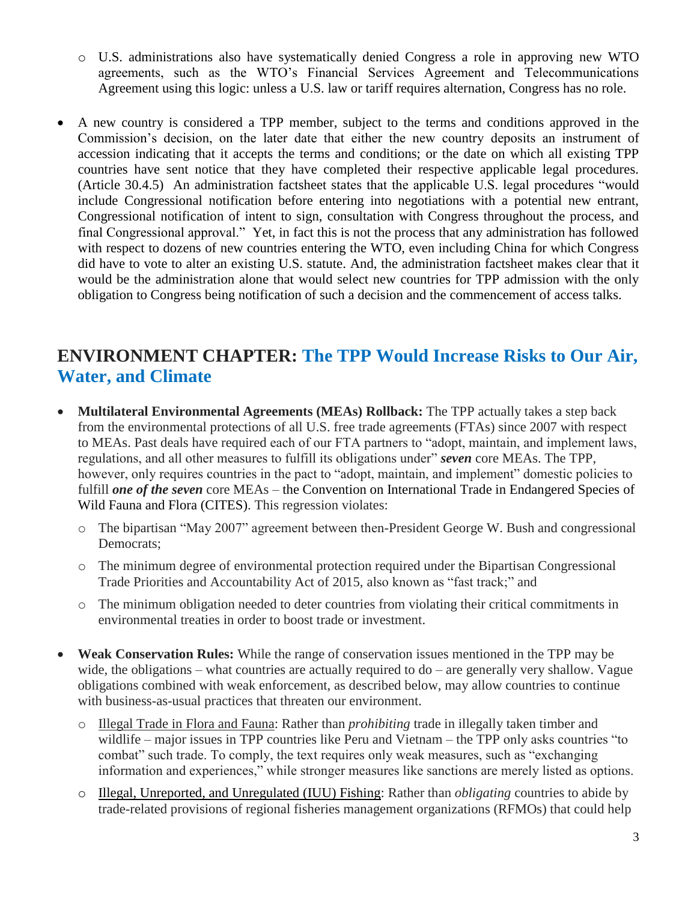- U.S. administrations also have systematically denied Congress a role in approving new WTO agreements, such as the WTO's Financial Services Agreement and Telecommunications Agreement using this logic: unless a U.S. law or tariff requires alternation, Congress has no role.

- A new country is considered a TPP member, subject to the terms and conditions approved in the Commission's decision, on the later date that either the new country deposits an instrument of accession indicating that it accepts the terms and conditions; or the date on which all existing TPP countries have sent notice that they have completed their respective applicable legal procedures. (Article 30.4.5) An administration factsheet states that the applicable U.S. legal procedures "would include Congressional notification before entering into negotiations with a potential new entrant, Congressional notification of intent to sign, consultation with Congress throughout the process, and final Congressional approval." Yet, in fact this is not the process that any administration has followed with respect to dozens of new countries entering the WTO, even including China for which Congress did have to vote to alter an existing U.S. statute. And, the administration factsheet makes clear that it would be the administration alone that would select new countries for TPP admission with the only obligation to Congress being notification of such a decision and the commencement of access talks.

## ENVIRONMENT CHAPTER: The TPP Would Increase Risks to Our Air, Water, and Climate

- **Multilateral Environmental Agreements (MEAs) Rollback:** The TPP actually takes a step back from the environmental protections of all U.S. free trade agreements (FTAs) since 2007 with respect to MEAs. Past deals have required each of our FTA partners to "adopt, maintain, and implement laws, regulations, and all other measures to fulfill its obligations under" ***seven*** core MEAs. The TPP, however, only requires countries in the pact to "adopt, maintain, and implement" domestic policies to fulfill ***one of the seven*** core MEAs – the Convention on International Trade in Endangered Species of Wild Fauna and Flora (CITES). This regression violates:
  - The bipartisan "May 2007" agreement between then-President George W. Bush and congressional Democrats;
  - The minimum degree of environmental protection required under the Bipartisan Congressional Trade Priorities and Accountability Act of 2015, also known as "fast track;" and
  - The minimum obligation needed to deter countries from violating their critical commitments in environmental treaties in order to boost trade or investment.

- **Weak Conservation Rules:** While the range of conservation issues mentioned in the TPP may be wide, the obligations – what countries are actually required to do – are generally very shallow. Vague obligations combined with weak enforcement, as described below, may allow countries to continue with business-as-usual practices that threaten our environment.
  - Illegal Trade in Flora and Fauna: Rather than *prohibiting* trade in illegally taken timber and wildlife – major issues in TPP countries like Peru and Vietnam – the TPP only asks countries "to combat" such trade. To comply, the text requires only weak measures, such as "exchanging information and experiences," while stronger measures like sanctions are merely listed as options.
  - Illegal, Unreported, and Unregulated (IUU) Fishing: Rather than *obligating* countries to abide by trade-related provisions of regional fisheries management organizations (RFMOs) that could help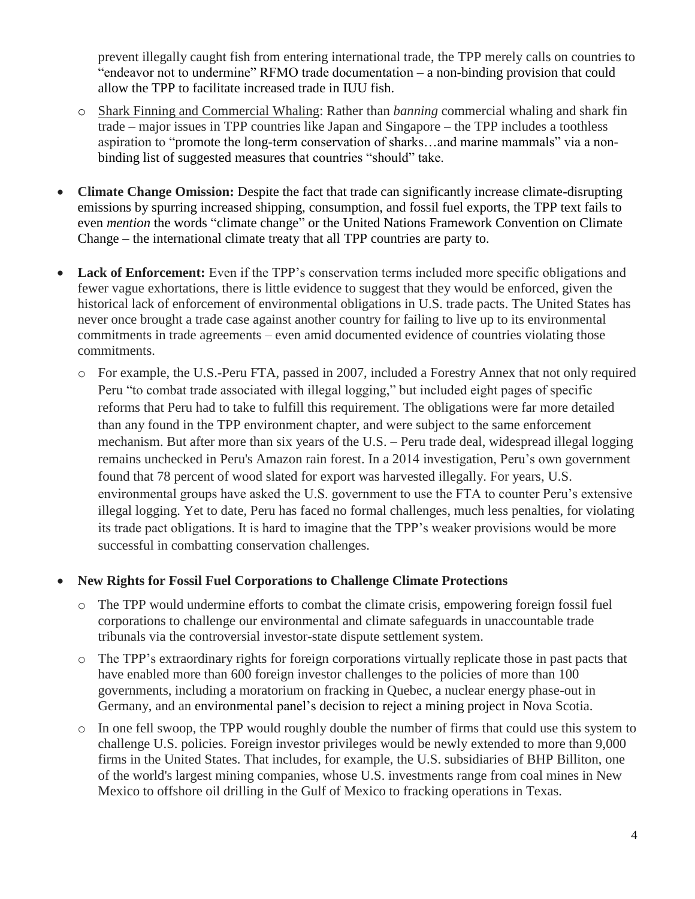prevent illegally caught fish from entering international trade, the TPP merely calls on countries to "endeavor not to undermine" RFMO trade documentation – a non-binding provision that could allow the TPP to facilitate increased trade in IUU fish.

  - Shark Finning and Commercial Whaling: Rather than *banning* commercial whaling and shark fin trade – major issues in TPP countries like Japan and Singapore – the TPP includes a toothless aspiration to "promote the long-term conservation of sharks…and marine mammals" via a non-binding list of suggested measures that countries "should" take.

- **Climate Change Omission:** Despite the fact that trade can significantly increase climate-disrupting emissions by spurring increased shipping, consumption, and fossil fuel exports, the TPP text fails to even *mention* the words "climate change" or the United Nations Framework Convention on Climate Change – the international climate treaty that all TPP countries are party to.

- **Lack of Enforcement:** Even if the TPP's conservation terms included more specific obligations and fewer vague exhortations, there is little evidence to suggest that they would be enforced, given the historical lack of enforcement of environmental obligations in U.S. trade pacts. The United States has never once brought a trade case against another country for failing to live up to its environmental commitments in trade agreements – even amid documented evidence of countries violating those commitments.
  - For example, the U.S.-Peru FTA, passed in 2007, included a Forestry Annex that not only required Peru "to combat trade associated with illegal logging," but included eight pages of specific reforms that Peru had to take to fulfill this requirement. The obligations were far more detailed than any found in the TPP environment chapter, and were subject to the same enforcement mechanism. But after more than six years of the U.S. – Peru trade deal, widespread illegal logging remains unchecked in Peru's Amazon rain forest. In a 2014 investigation, Peru's own government found that 78 percent of wood slated for export was harvested illegally. For years, U.S. environmental groups have asked the U.S. government to use the FTA to counter Peru's extensive illegal logging. Yet to date, Peru has faced no formal challenges, much less penalties, for violating its trade pact obligations. It is hard to imagine that the TPP's weaker provisions would be more successful in combatting conservation challenges.

- **New Rights for Fossil Fuel Corporations to Challenge Climate Protections**
  - The TPP would undermine efforts to combat the climate crisis, empowering foreign fossil fuel corporations to challenge our environmental and climate safeguards in unaccountable trade tribunals via the controversial investor-state dispute settlement system.
  - The TPP's extraordinary rights for foreign corporations virtually replicate those in past pacts that have enabled more than 600 foreign investor challenges to the policies of more than 100 governments, including a moratorium on fracking in Quebec, a nuclear energy phase-out in Germany, and an environmental panel's decision to reject a mining project in Nova Scotia.
  - In one fell swoop, the TPP would roughly double the number of firms that could use this system to challenge U.S. policies. Foreign investor privileges would be newly extended to more than 9,000 firms in the United States. That includes, for example, the U.S. subsidiaries of BHP Billiton, one of the world's largest mining companies, whose U.S. investments range from coal mines in New Mexico to offshore oil drilling in the Gulf of Mexico to fracking operations in Texas.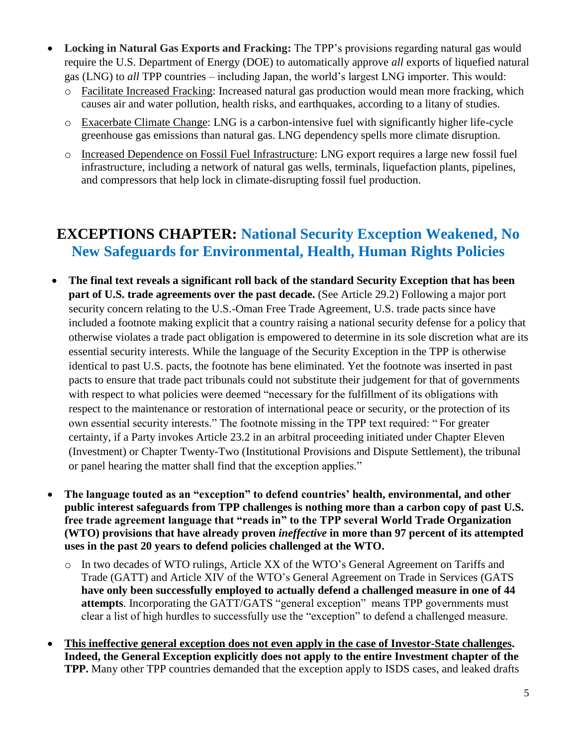- **Locking in Natural Gas Exports and Fracking:** The TPP's provisions regarding natural gas would require the U.S. Department of Energy (DOE) to automatically approve *all* exports of liquefied natural gas (LNG) to *all* TPP countries – including Japan, the world's largest LNG importer. This would:
  - Facilitate Increased Fracking: Increased natural gas production would mean more fracking, which causes air and water pollution, health risks, and earthquakes, according to a litany of studies.
  - Exacerbate Climate Change: LNG is a carbon-intensive fuel with significantly higher life-cycle greenhouse gas emissions than natural gas. LNG dependency spells more climate disruption.
  - Increased Dependence on Fossil Fuel Infrastructure: LNG export requires a large new fossil fuel infrastructure, including a network of natural gas wells, terminals, liquefaction plants, pipelines, and compressors that help lock in climate-disrupting fossil fuel production.

## EXCEPTIONS CHAPTER: National Security Exception Weakened, No New Safeguards for Environmental, Health, Human Rights Policies

- **The final text reveals a significant roll back of the standard Security Exception that has been part of U.S. trade agreements over the past decade.** (See Article 29.2) Following a major port security concern relating to the U.S.-Oman Free Trade Agreement, U.S. trade pacts since have included a footnote making explicit that a country raising a national security defense for a policy that otherwise violates a trade pact obligation is empowered to determine in its sole discretion what are its essential security interests. While the language of the Security Exception in the TPP is otherwise identical to past U.S. pacts, the footnote has bene eliminated. Yet the footnote was inserted in past pacts to ensure that trade pact tribunals could not substitute their judgement for that of governments with respect to what policies were deemed "necessary for the fulfillment of its obligations with respect to the maintenance or restoration of international peace or security, or the protection of its own essential security interests." The footnote missing in the TPP text required: " For greater certainty, if a Party invokes Article 23.2 in an arbitral proceeding initiated under Chapter Eleven (Investment) or Chapter Twenty-Two (Institutional Provisions and Dispute Settlement), the tribunal or panel hearing the matter shall find that the exception applies."

- **The language touted as an "exception" to defend countries' health, environmental, and other public interest safeguards from TPP challenges is nothing more than a carbon copy of past U.S. free trade agreement language that "reads in" to the TPP several World Trade Organization (WTO) provisions that have already proven *ineffective* in more than 97 percent of its attempted uses in the past 20 years to defend policies challenged at the WTO.**
  - In two decades of WTO rulings, Article XX of the WTO's General Agreement on Tariffs and Trade (GATT) and Article XIV of the WTO's General Agreement on Trade in Services (GATS **have only been successfully employed to actually defend a challenged measure in one of 44 attempts**. Incorporating the GATT/GATS "general exception" means TPP governments must clear a list of high hurdles to successfully use the "exception" to defend a challenged measure.

- **This ineffective general exception does not even apply in the case of Investor-State challenges. Indeed, the General Exception explicitly does not apply to the entire Investment chapter of the TPP.** Many other TPP countries demanded that the exception apply to ISDS cases, and leaked drafts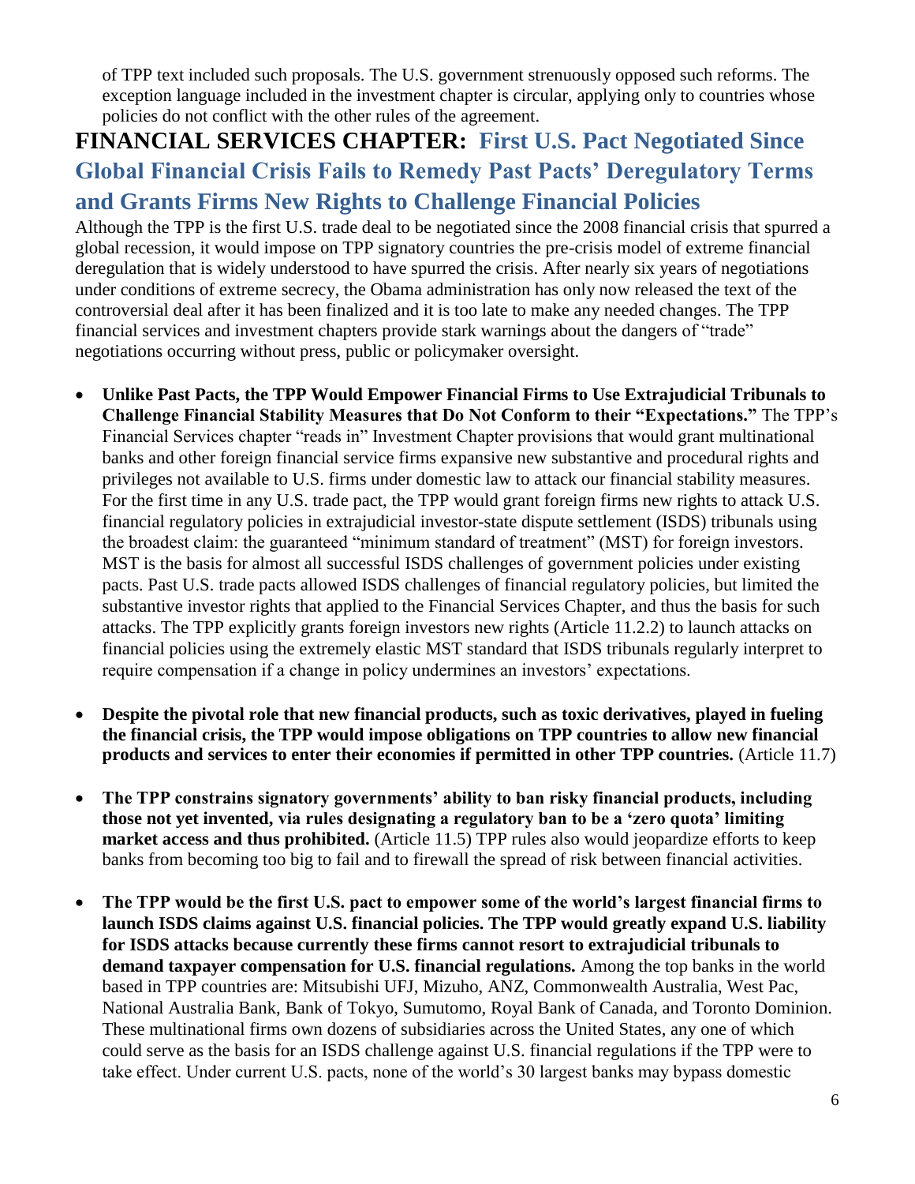of TPP text included such proposals. The U.S. government strenuously opposed such reforms. The exception language included in the investment chapter is circular, applying only to countries whose policies do not conflict with the other rules of the agreement.

## FINANCIAL SERVICES CHAPTER: First U.S. Pact Negotiated Since Global Financial Crisis Fails to Remedy Past Pacts' Deregulatory Terms and Grants Firms New Rights to Challenge Financial Policies

Although the TPP is the first U.S. trade deal to be negotiated since the 2008 financial crisis that spurred a global recession, it would impose on TPP signatory countries the pre-crisis model of extreme financial deregulation that is widely understood to have spurred the crisis. After nearly six years of negotiations under conditions of extreme secrecy, the Obama administration has only now released the text of the controversial deal after it has been finalized and it is too late to make any needed changes. The TPP financial services and investment chapters provide stark warnings about the dangers of "trade" negotiations occurring without press, public or policymaker oversight.

- **Unlike Past Pacts, the TPP Would Empower Financial Firms to Use Extrajudicial Tribunals to Challenge Financial Stability Measures that Do Not Conform to their "Expectations."** The TPP's Financial Services chapter "reads in" Investment Chapter provisions that would grant multinational banks and other foreign financial service firms expansive new substantive and procedural rights and privileges not available to U.S. firms under domestic law to attack our financial stability measures. For the first time in any U.S. trade pact, the TPP would grant foreign firms new rights to attack U.S. financial regulatory policies in extrajudicial investor-state dispute settlement (ISDS) tribunals using the broadest claim: the guaranteed "minimum standard of treatment" (MST) for foreign investors. MST is the basis for almost all successful ISDS challenges of government policies under existing pacts. Past U.S. trade pacts allowed ISDS challenges of financial regulatory policies, but limited the substantive investor rights that applied to the Financial Services Chapter, and thus the basis for such attacks. The TPP explicitly grants foreign investors new rights (Article 11.2.2) to launch attacks on financial policies using the extremely elastic MST standard that ISDS tribunals regularly interpret to require compensation if a change in policy undermines an investors' expectations.

- **Despite the pivotal role that new financial products, such as toxic derivatives, played in fueling the financial crisis, the TPP would impose obligations on TPP countries to allow new financial products and services to enter their economies if permitted in other TPP countries.** (Article 11.7)

- **The TPP constrains signatory governments' ability to ban risky financial products, including those not yet invented, via rules designating a regulatory ban to be a 'zero quota' limiting market access and thus prohibited.** (Article 11.5) TPP rules also would jeopardize efforts to keep banks from becoming too big to fail and to firewall the spread of risk between financial activities.

- **The TPP would be the first U.S. pact to empower some of the world's largest financial firms to launch ISDS claims against U.S. financial policies. The TPP would greatly expand U.S. liability for ISDS attacks because currently these firms cannot resort to extrajudicial tribunals to demand taxpayer compensation for U.S. financial regulations.** Among the top banks in the world based in TPP countries are: Mitsubishi UFJ, Mizuho, ANZ, Commonwealth Australia, West Pac, National Australia Bank, Bank of Tokyo, Sumutomo, Royal Bank of Canada, and Toronto Dominion. These multinational firms own dozens of subsidiaries across the United States, any one of which could serve as the basis for an ISDS challenge against U.S. financial regulations if the TPP were to take effect. Under current U.S. pacts, none of the world's 30 largest banks may bypass domestic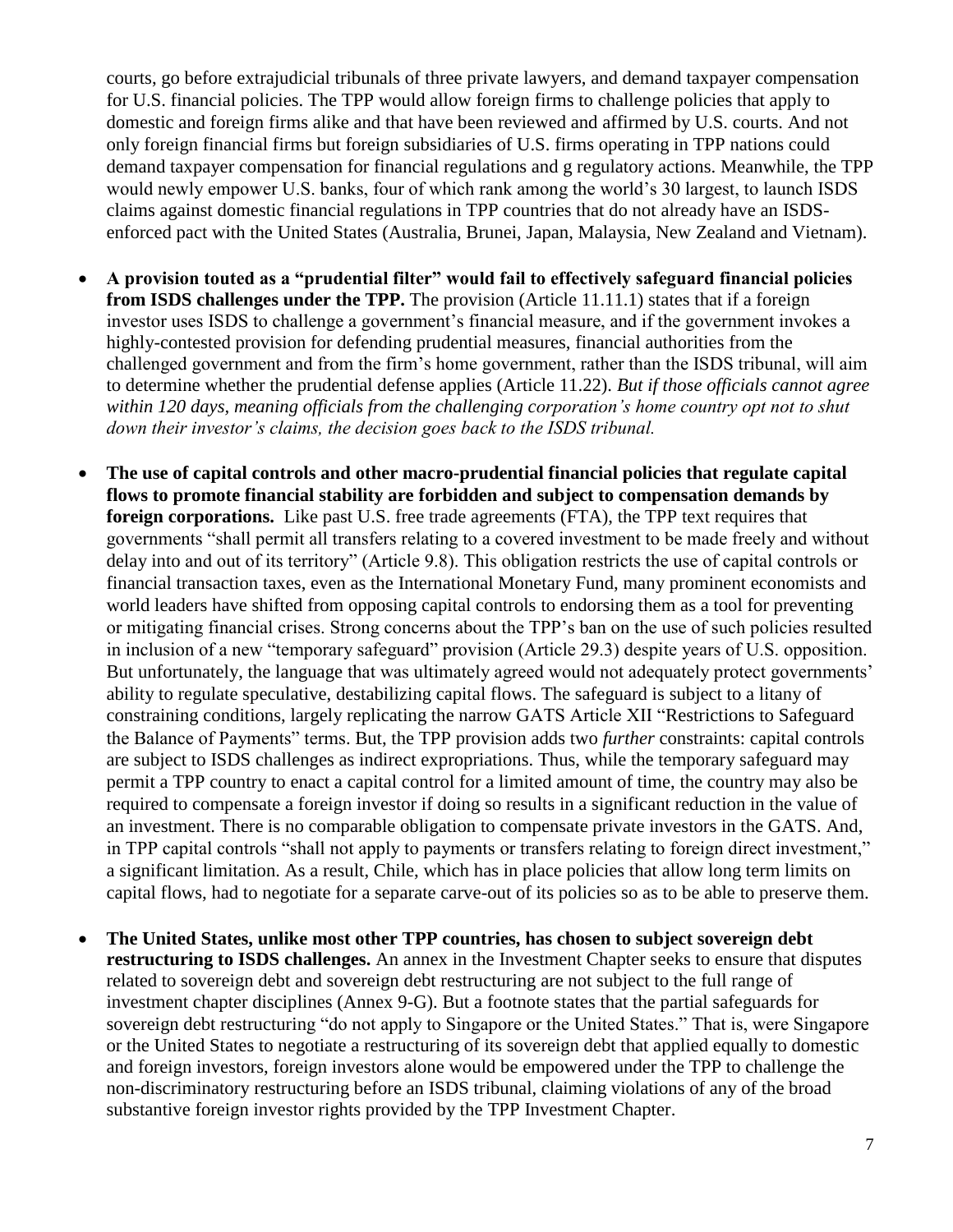courts, go before extrajudicial tribunals of three private lawyers, and demand taxpayer compensation for U.S. financial policies. The TPP would allow foreign firms to challenge policies that apply to domestic and foreign firms alike and that have been reviewed and affirmed by U.S. courts. And not only foreign financial firms but foreign subsidiaries of U.S. firms operating in TPP nations could demand taxpayer compensation for financial regulations and g regulatory actions. Meanwhile, the TPP would newly empower U.S. banks, four of which rank among the world's 30 largest, to launch ISDS claims against domestic financial regulations in TPP countries that do not already have an ISDS-enforced pact with the United States (Australia, Brunei, Japan, Malaysia, New Zealand and Vietnam).

- **A provision touted as a "prudential filter" would fail to effectively safeguard financial policies from ISDS challenges under the TPP.** The provision (Article 11.11.1) states that if a foreign investor uses ISDS to challenge a government's financial measure, and if the government invokes a highly-contested provision for defending prudential measures, financial authorities from the challenged government and from the firm's home government, rather than the ISDS tribunal, will aim to determine whether the prudential defense applies (Article 11.22). *But if those officials cannot agree within 120 days, meaning officials from the challenging corporation's home country opt not to shut down their investor's claims, the decision goes back to the ISDS tribunal.*

- **The use of capital controls and other macro-prudential financial policies that regulate capital flows to promote financial stability are forbidden and subject to compensation demands by foreign corporations.** Like past U.S. free trade agreements (FTA), the TPP text requires that governments "shall permit all transfers relating to a covered investment to be made freely and without delay into and out of its territory" (Article 9.8). This obligation restricts the use of capital controls or financial transaction taxes, even as the International Monetary Fund, many prominent economists and world leaders have shifted from opposing capital controls to endorsing them as a tool for preventing or mitigating financial crises. Strong concerns about the TPP's ban on the use of such policies resulted in inclusion of a new "temporary safeguard" provision (Article 29.3) despite years of U.S. opposition. But unfortunately, the language that was ultimately agreed would not adequately protect governments' ability to regulate speculative, destabilizing capital flows. The safeguard is subject to a litany of constraining conditions, largely replicating the narrow GATS Article XII "Restrictions to Safeguard the Balance of Payments" terms. But, the TPP provision adds two *further* constraints: capital controls are subject to ISDS challenges as indirect expropriations. Thus, while the temporary safeguard may permit a TPP country to enact a capital control for a limited amount of time, the country may also be required to compensate a foreign investor if doing so results in a significant reduction in the value of an investment. There is no comparable obligation to compensate private investors in the GATS. And, in TPP capital controls "shall not apply to payments or transfers relating to foreign direct investment," a significant limitation. As a result, Chile, which has in place policies that allow long term limits on capital flows, had to negotiate for a separate carve-out of its policies so as to be able to preserve them.

- **The United States, unlike most other TPP countries, has chosen to subject sovereign debt restructuring to ISDS challenges.** An annex in the Investment Chapter seeks to ensure that disputes related to sovereign debt and sovereign debt restructuring are not subject to the full range of investment chapter disciplines (Annex 9-G). But a footnote states that the partial safeguards for sovereign debt restructuring "do not apply to Singapore or the United States." That is, were Singapore or the United States to negotiate a restructuring of its sovereign debt that applied equally to domestic and foreign investors, foreign investors alone would be empowered under the TPP to challenge the non-discriminatory restructuring before an ISDS tribunal, claiming violations of any of the broad substantive foreign investor rights provided by the TPP Investment Chapter.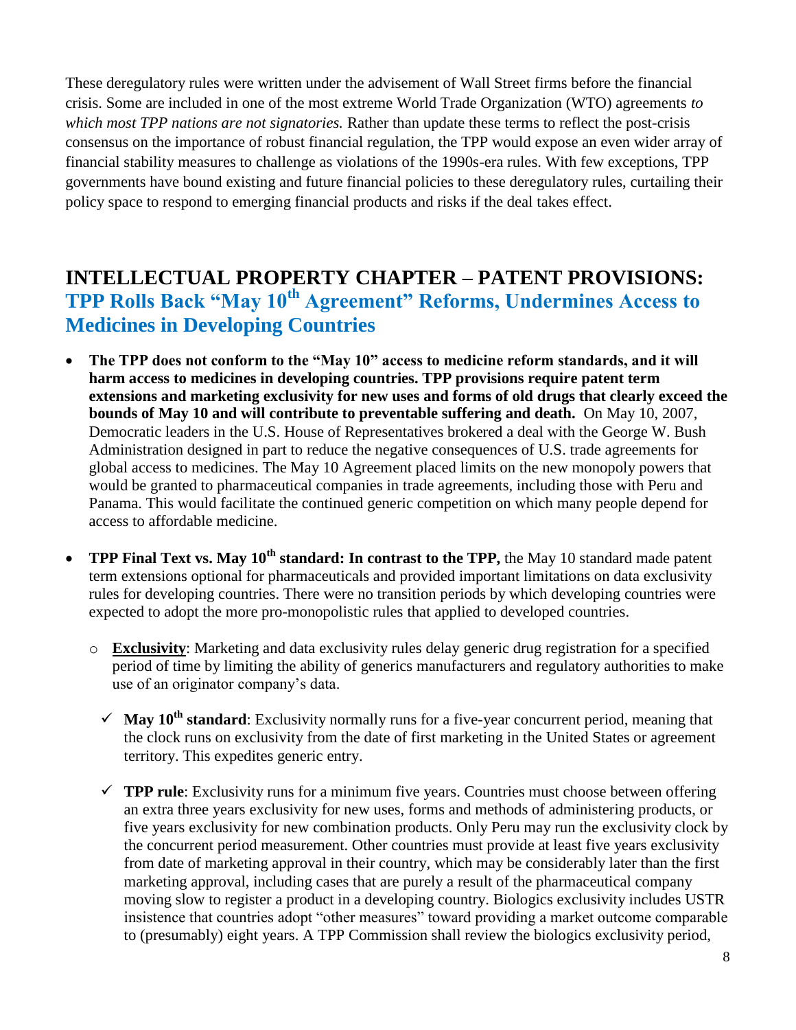These deregulatory rules were written under the advisement of Wall Street firms before the financial crisis. Some are included in one of the most extreme World Trade Organization (WTO) agreements *to which most TPP nations are not signatories.* Rather than update these terms to reflect the post-crisis consensus on the importance of robust financial regulation, the TPP would expose an even wider array of financial stability measures to challenge as violations of the 1990s-era rules. With few exceptions, TPP governments have bound existing and future financial policies to these deregulatory rules, curtailing their policy space to respond to emerging financial products and risks if the deal takes effect.

## INTELLECTUAL PROPERTY CHAPTER – PATENT PROVISIONS: TPP Rolls Back "May 10th Agreement" Reforms, Undermines Access to Medicines in Developing Countries

- **The TPP does not conform to the "May 10" access to medicine reform standards, and it will harm access to medicines in developing countries. TPP provisions require patent term extensions and marketing exclusivity for new uses and forms of old drugs that clearly exceed the bounds of May 10 and will contribute to preventable suffering and death.** On May 10, 2007, Democratic leaders in the U.S. House of Representatives brokered a deal with the George W. Bush Administration designed in part to reduce the negative consequences of U.S. trade agreements for global access to medicines. The May 10 Agreement placed limits on the new monopoly powers that would be granted to pharmaceutical companies in trade agreements, including those with Peru and Panama. This would facilitate the continued generic competition on which many people depend for access to affordable medicine.

- **TPP Final Text vs. May 10th standard: In contrast to the TPP,** the May 10 standard made patent term extensions optional for pharmaceuticals and provided important limitations on data exclusivity rules for developing countries. There were no transition periods by which developing countries were expected to adopt the more pro-monopolistic rules that applied to developed countries.

  - **Exclusivity**: Marketing and data exclusivity rules delay generic drug registration for a specified period of time by limiting the ability of generics manufacturers and regulatory authorities to make use of an originator company's data.

    - ✓ **May 10th standard**: Exclusivity normally runs for a five-year concurrent period, meaning that the clock runs on exclusivity from the date of first marketing in the United States or agreement territory. This expedites generic entry.

    - ✓ **TPP rule**: Exclusivity runs for a minimum five years. Countries must choose between offering an extra three years exclusivity for new uses, forms and methods of administering products, or five years exclusivity for new combination products. Only Peru may run the exclusivity clock by the concurrent period measurement. Other countries must provide at least five years exclusivity from date of marketing approval in their country, which may be considerably later than the first marketing approval, including cases that are purely a result of the pharmaceutical company moving slow to register a product in a developing country. Biologics exclusivity includes USTR insistence that countries adopt "other measures" toward providing a market outcome comparable to (presumably) eight years. A TPP Commission shall review the biologics exclusivity period,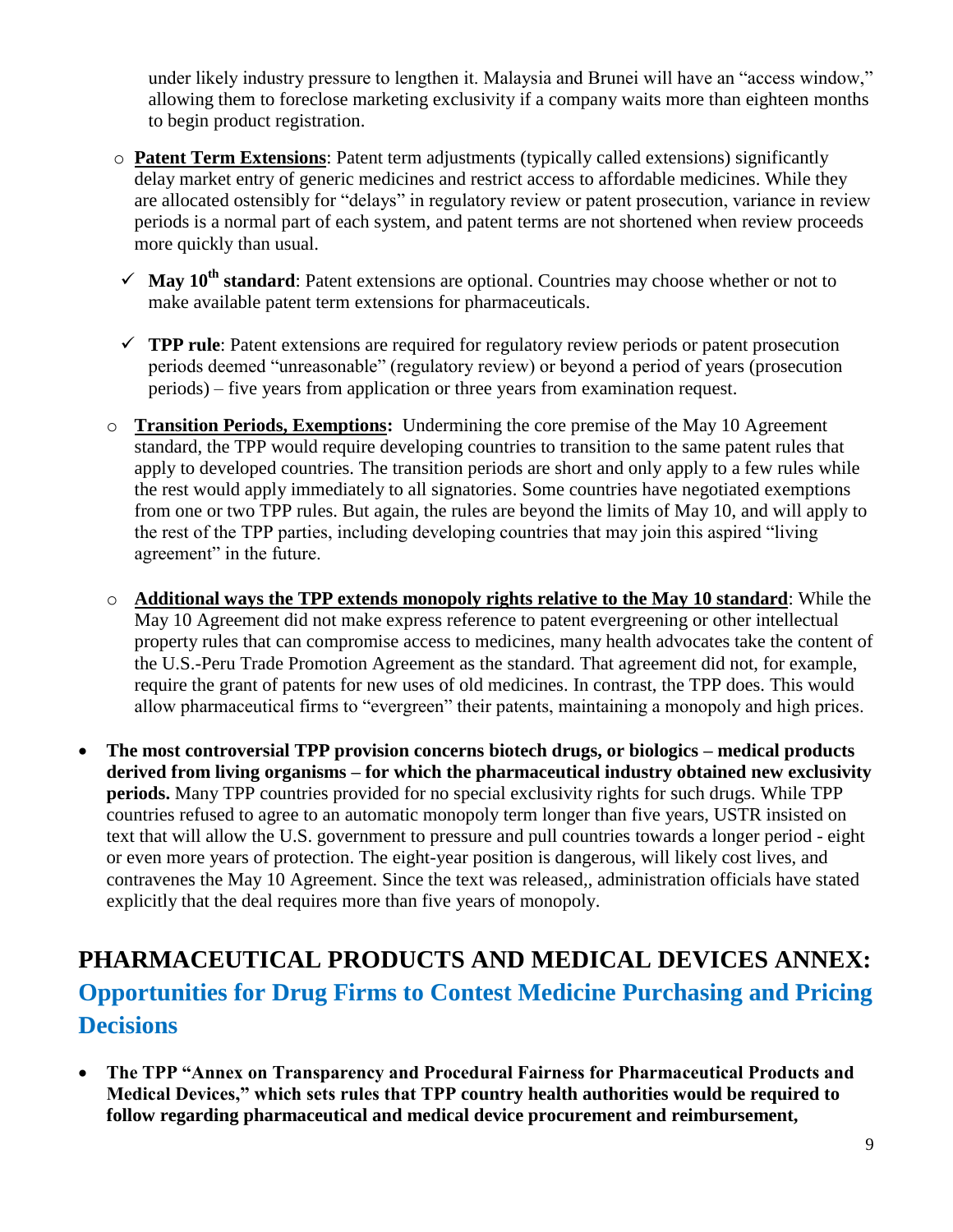under likely industry pressure to lengthen it. Malaysia and Brunei will have an "access window," allowing them to foreclose marketing exclusivity if a company waits more than eighteen months to begin product registration.

- **Patent Term Extensions**: Patent term adjustments (typically called extensions) significantly delay market entry of generic medicines and restrict access to affordable medicines. While they are allocated ostensibly for "delays" in regulatory review or patent prosecution, variance in review periods is a normal part of each system, and patent terms are not shortened when review proceeds more quickly than usual.
  - ✓ **May 10th standard**: Patent extensions are optional. Countries may choose whether or not to make available patent term extensions for pharmaceuticals.
  - ✓ **TPP rule**: Patent extensions are required for regulatory review periods or patent prosecution periods deemed "unreasonable" (regulatory review) or beyond a period of years (prosecution periods) – five years from application or three years from examination request.

- **Transition Periods, Exemptions:** Undermining the core premise of the May 10 Agreement standard, the TPP would require developing countries to transition to the same patent rules that apply to developed countries. The transition periods are short and only apply to a few rules while the rest would apply immediately to all signatories. Some countries have negotiated exemptions from one or two TPP rules. But again, the rules are beyond the limits of May 10, and will apply to the rest of the TPP parties, including developing countries that may join this aspired "living agreement" in the future.

- **Additional ways the TPP extends monopoly rights relative to the May 10 standard**: While the May 10 Agreement did not make express reference to patent evergreening or other intellectual property rules that can compromise access to medicines, many health advocates take the content of the U.S.-Peru Trade Promotion Agreement as the standard. That agreement did not, for example, require the grant of patents for new uses of old medicines. In contrast, the TPP does. This would allow pharmaceutical firms to "evergreen" their patents, maintaining a monopoly and high prices.

- **The most controversial TPP provision concerns biotech drugs, or biologics – medical products derived from living organisms – for which the pharmaceutical industry obtained new exclusivity periods.** Many TPP countries provided for no special exclusivity rights for such drugs. While TPP countries refused to agree to an automatic monopoly term longer than five years, USTR insisted on text that will allow the U.S. government to pressure and pull countries towards a longer period - eight or even more years of protection. The eight-year position is dangerous, will likely cost lives, and contravenes the May 10 Agreement. Since the text was released,, administration officials have stated explicitly that the deal requires more than five years of monopoly.

## PHARMACEUTICAL PRODUCTS AND MEDICAL DEVICES ANNEX: Opportunities for Drug Firms to Contest Medicine Purchasing and Pricing Decisions

- **The TPP "Annex on Transparency and Procedural Fairness for Pharmaceutical Products and Medical Devices," which sets rules that TPP country health authorities would be required to follow regarding pharmaceutical and medical device procurement and reimbursement,**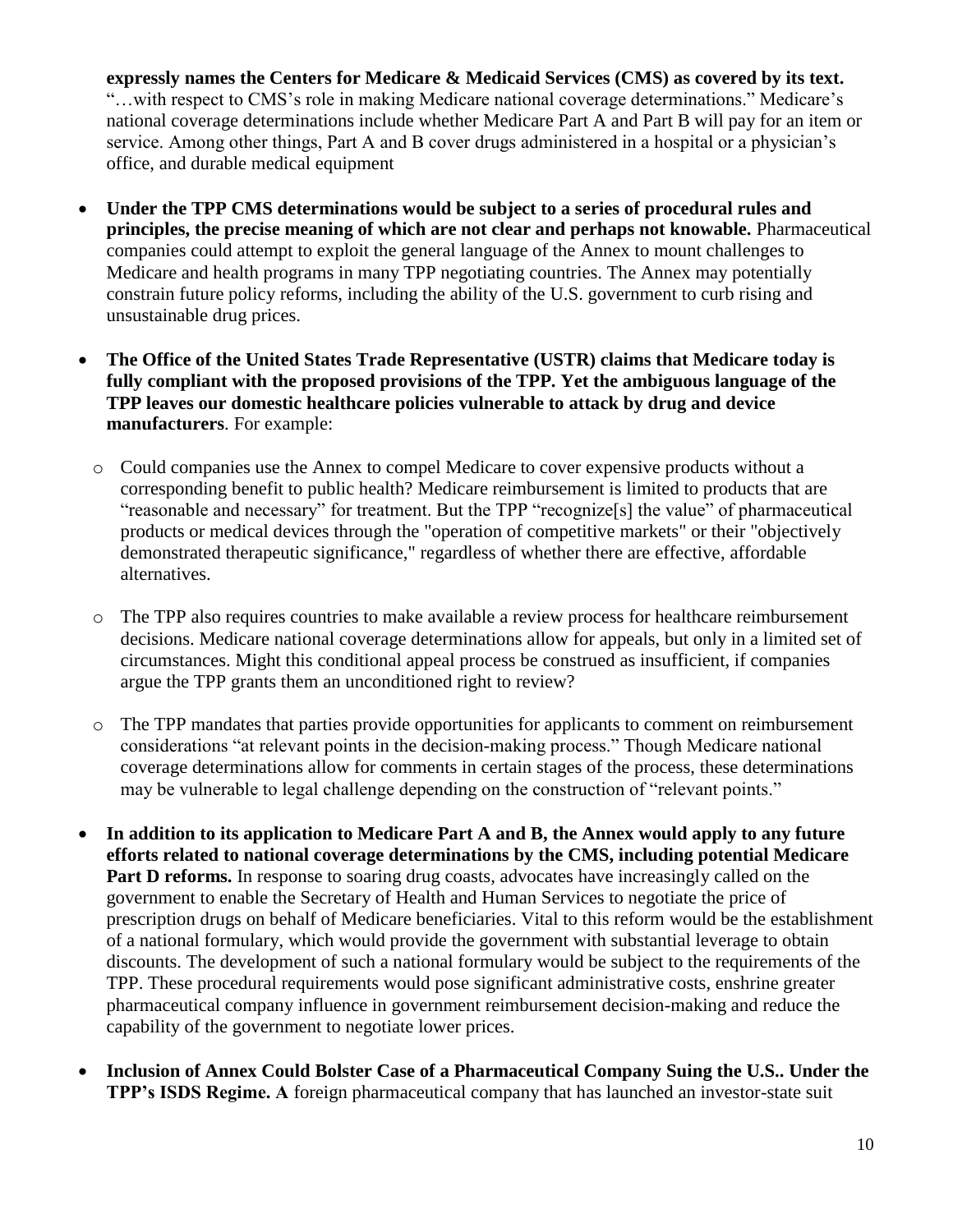**expressly names the Centers for Medicare & Medicaid Services (CMS) as covered by its text.** "…with respect to CMS's role in making Medicare national coverage determinations." Medicare's national coverage determinations include whether Medicare Part A and Part B will pay for an item or service. Among other things, Part A and B cover drugs administered in a hospital or a physician's office, and durable medical equipment

- **Under the TPP CMS determinations would be subject to a series of procedural rules and principles, the precise meaning of which are not clear and perhaps not knowable.** Pharmaceutical companies could attempt to exploit the general language of the Annex to mount challenges to Medicare and health programs in many TPP negotiating countries. The Annex may potentially constrain future policy reforms, including the ability of the U.S. government to curb rising and unsustainable drug prices.

- **The Office of the United States Trade Representative (USTR) claims that Medicare today is fully compliant with the proposed provisions of the TPP. Yet the ambiguous language of the TPP leaves our domestic healthcare policies vulnerable to attack by drug and device manufacturers**. For example:

  - Could companies use the Annex to compel Medicare to cover expensive products without a corresponding benefit to public health? Medicare reimbursement is limited to products that are "reasonable and necessary" for treatment. But the TPP "recognize[s] the value" of pharmaceutical products or medical devices through the "operation of competitive markets" or their "objectively demonstrated therapeutic significance," regardless of whether there are effective, affordable alternatives.

  - The TPP also requires countries to make available a review process for healthcare reimbursement decisions. Medicare national coverage determinations allow for appeals, but only in a limited set of circumstances. Might this conditional appeal process be construed as insufficient, if companies argue the TPP grants them an unconditioned right to review?

  - The TPP mandates that parties provide opportunities for applicants to comment on reimbursement considerations "at relevant points in the decision-making process." Though Medicare national coverage determinations allow for comments in certain stages of the process, these determinations may be vulnerable to legal challenge depending on the construction of "relevant points."

- **In addition to its application to Medicare Part A and B, the Annex would apply to any future efforts related to national coverage determinations by the CMS, including potential Medicare Part D reforms.** In response to soaring drug coasts, advocates have increasingly called on the government to enable the Secretary of Health and Human Services to negotiate the price of prescription drugs on behalf of Medicare beneficiaries. Vital to this reform would be the establishment of a national formulary, which would provide the government with substantial leverage to obtain discounts. The development of such a national formulary would be subject to the requirements of the TPP. These procedural requirements would pose significant administrative costs, enshrine greater pharmaceutical company influence in government reimbursement decision-making and reduce the capability of the government to negotiate lower prices.

- **Inclusion of Annex Could Bolster Case of a Pharmaceutical Company Suing the U.S.. Under the TPP's ISDS Regime. A** foreign pharmaceutical company that has launched an investor-state suit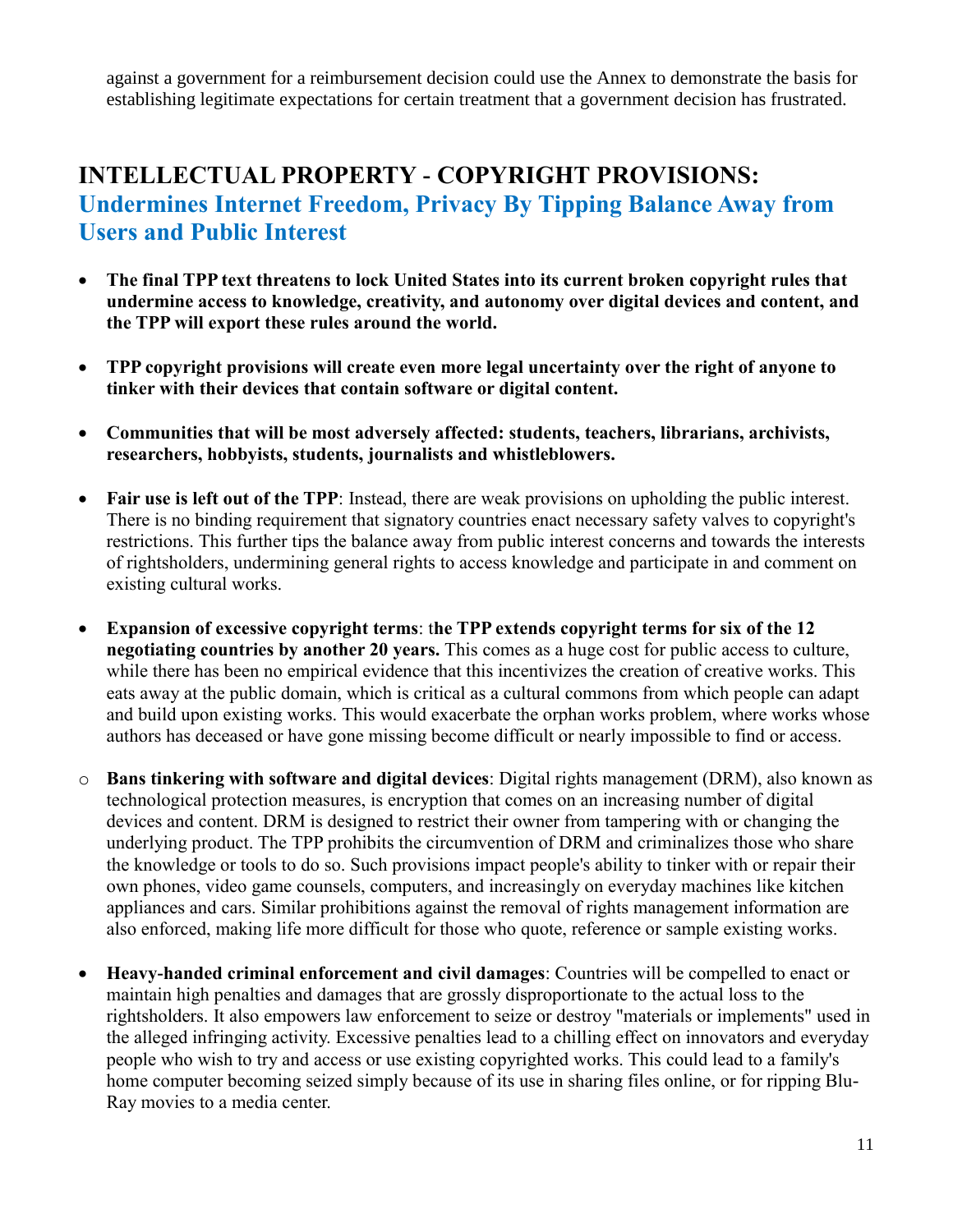against a government for a reimbursement decision could use the Annex to demonstrate the basis for establishing legitimate expectations for certain treatment that a government decision has frustrated.

## INTELLECTUAL PROPERTY - COPYRIGHT PROVISIONS:
## Undermines Internet Freedom, Privacy By Tipping Balance Away from Users and Public Interest

- **The final TPP text threatens to lock United States into its current broken copyright rules that undermine access to knowledge, creativity, and autonomy over digital devices and content, and the TPP will export these rules around the world.**

- **TPP copyright provisions will create even more legal uncertainty over the right of anyone to tinker with their devices that contain software or digital content.**

- **Communities that will be most adversely affected: students, teachers, librarians, archivists, researchers, hobbyists, students, journalists and whistleblowers.**

- **Fair use is left out of the TPP**: Instead, there are weak provisions on upholding the public interest. There is no binding requirement that signatory countries enact necessary safety valves to copyright's restrictions. This further tips the balance away from public interest concerns and towards the interests of rightsholders, undermining general rights to access knowledge and participate in and comment on existing cultural works.

- **Expansion of excessive copyright terms**: t**he TPP extends copyright terms for six of the 12 negotiating countries by another 20 years.** This comes as a huge cost for public access to culture, while there has been no empirical evidence that this incentivizes the creation of creative works. This eats away at the public domain, which is critical as a cultural commons from which people can adapt and build upon existing works. This would exacerbate the orphan works problem, where works whose authors has deceased or have gone missing become difficult or nearly impossible to find or access.

- **Bans tinkering with software and digital devices**: Digital rights management (DRM), also known as technological protection measures, is encryption that comes on an increasing number of digital devices and content. DRM is designed to restrict their owner from tampering with or changing the underlying product. The TPP prohibits the circumvention of DRM and criminalizes those who share the knowledge or tools to do so. Such provisions impact people's ability to tinker with or repair their own phones, video game counsels, computers, and increasingly on everyday machines like kitchen appliances and cars. Similar prohibitions against the removal of rights management information are also enforced, making life more difficult for those who quote, reference or sample existing works.

- **Heavy-handed criminal enforcement and civil damages**: Countries will be compelled to enact or maintain high penalties and damages that are grossly disproportionate to the actual loss to the rightsholders. It also empowers law enforcement to seize or destroy "materials or implements" used in the alleged infringing activity. Excessive penalties lead to a chilling effect on innovators and everyday people who wish to try and access or use existing copyrighted works. This could lead to a family's home computer becoming seized simply because of its use in sharing files online, or for ripping Blu-Ray movies to a media center.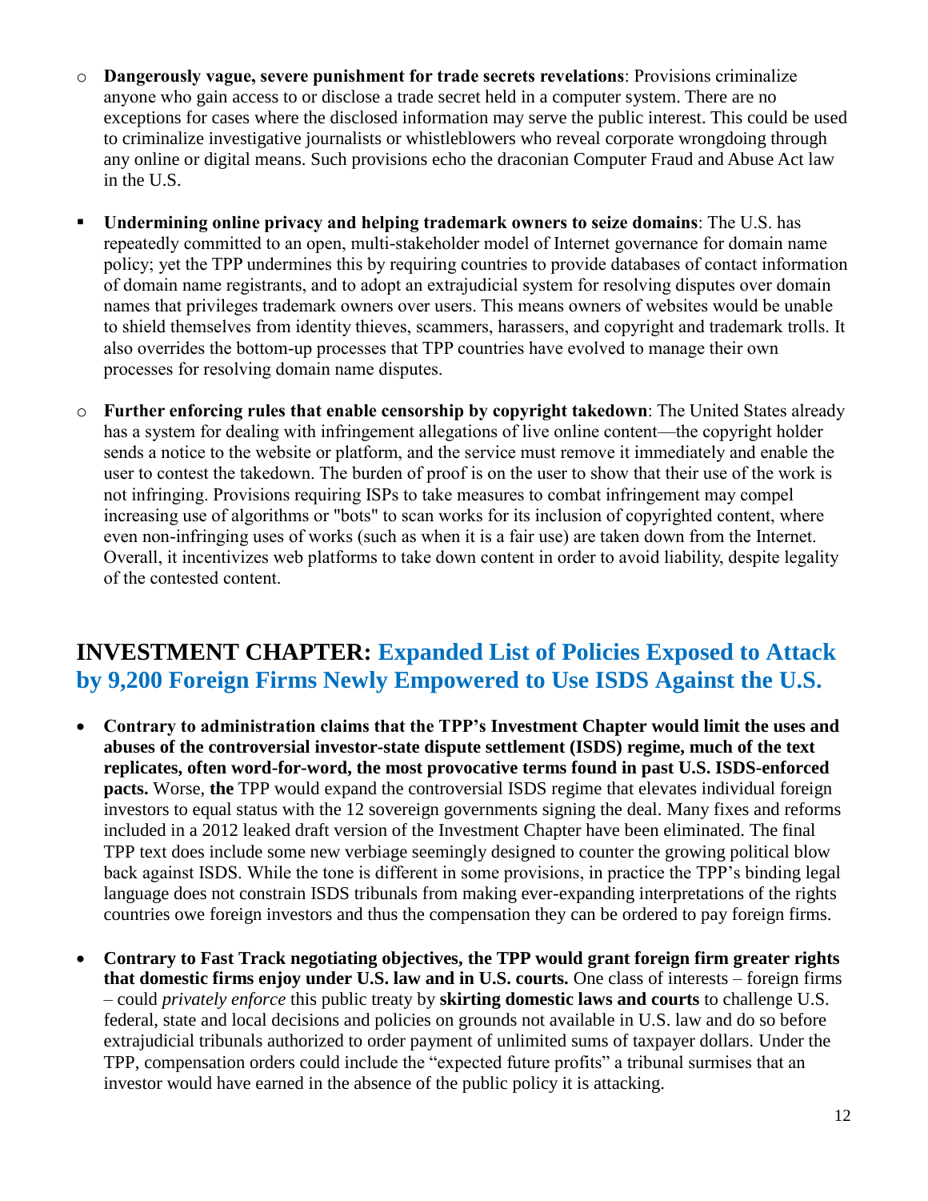- **Dangerously vague, severe punishment for trade secrets revelations**: Provisions criminalize anyone who gain access to or disclose a trade secret held in a computer system. There are no exceptions for cases where the disclosed information may serve the public interest. This could be used to criminalize investigative journalists or whistleblowers who reveal corporate wrongdoing through any online or digital means. Such provisions echo the draconian Computer Fraud and Abuse Act law in the U.S.

- **Undermining online privacy and helping trademark owners to seize domains**: The U.S. has repeatedly committed to an open, multi-stakeholder model of Internet governance for domain name policy; yet the TPP undermines this by requiring countries to provide databases of contact information of domain name registrants, and to adopt an extrajudicial system for resolving disputes over domain names that privileges trademark owners over users. This means owners of websites would be unable to shield themselves from identity thieves, scammers, harassers, and copyright and trademark trolls. It also overrides the bottom-up processes that TPP countries have evolved to manage their own processes for resolving domain name disputes.

- **Further enforcing rules that enable censorship by copyright takedown**: The United States already has a system for dealing with infringement allegations of live online content—the copyright holder sends a notice to the website or platform, and the service must remove it immediately and enable the user to contest the takedown. The burden of proof is on the user to show that their use of the work is not infringing. Provisions requiring ISPs to take measures to combat infringement may compel increasing use of algorithms or "bots" to scan works for its inclusion of copyrighted content, where even non-infringing uses of works (such as when it is a fair use) are taken down from the Internet. Overall, it incentivizes web platforms to take down content in order to avoid liability, despite legality of the contested content.

## INVESTMENT CHAPTER: Expanded List of Policies Exposed to Attack by 9,200 Foreign Firms Newly Empowered to Use ISDS Against the U.S.

- **Contrary to administration claims that the TPP's Investment Chapter would limit the uses and abuses of the controversial investor-state dispute settlement (ISDS) regime, much of the text replicates, often word-for-word, the most provocative terms found in past U.S. ISDS-enforced pacts.** Worse, **the** TPP would expand the controversial ISDS regime that elevates individual foreign investors to equal status with the 12 sovereign governments signing the deal. Many fixes and reforms included in a 2012 leaked draft version of the Investment Chapter have been eliminated. The final TPP text does include some new verbiage seemingly designed to counter the growing political blow back against ISDS. While the tone is different in some provisions, in practice the TPP's binding legal language does not constrain ISDS tribunals from making ever-expanding interpretations of the rights countries owe foreign investors and thus the compensation they can be ordered to pay foreign firms.

- **Contrary to Fast Track negotiating objectives, the TPP would grant foreign firm greater rights that domestic firms enjoy under U.S. law and in U.S. courts.** One class of interests – foreign firms – could *privately enforce* this public treaty by **skirting domestic laws and courts** to challenge U.S. federal, state and local decisions and policies on grounds not available in U.S. law and do so before extrajudicial tribunals authorized to order payment of unlimited sums of taxpayer dollars. Under the TPP, compensation orders could include the "expected future profits" a tribunal surmises that an investor would have earned in the absence of the public policy it is attacking.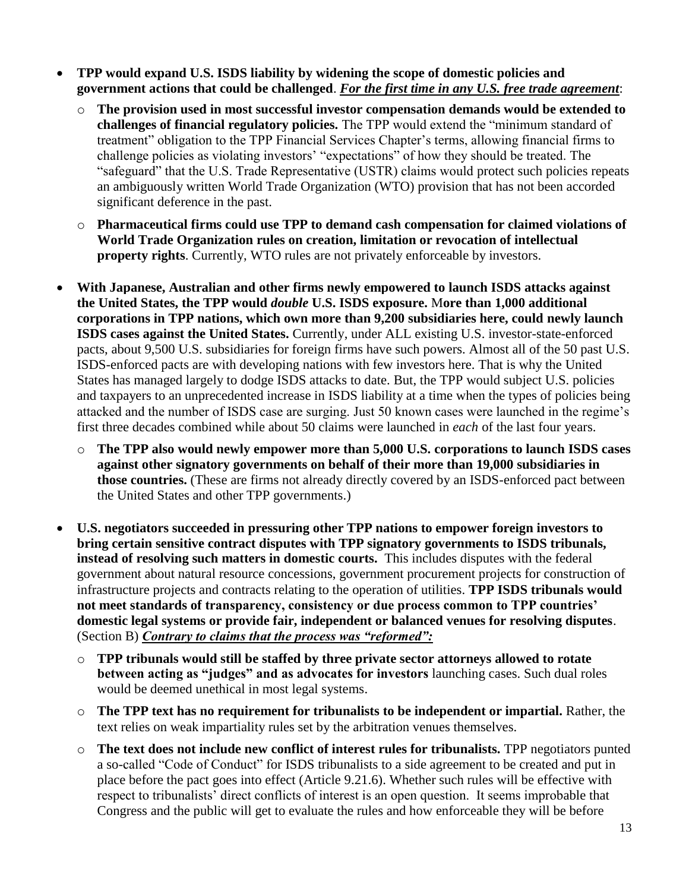- **TPP would expand U.S. ISDS liability by widening the scope of domestic policies and government actions that could be challenged**. ***<u>For the first time in any U.S. free trade agreement</u>***:
  - **The provision used in most successful investor compensation demands would be extended to challenges of financial regulatory policies.** The TPP would extend the "minimum standard of treatment" obligation to the TPP Financial Services Chapter's terms, allowing financial firms to challenge policies as violating investors' "expectations" of how they should be treated. The "safeguard" that the U.S. Trade Representative (USTR) claims would protect such policies repeats an ambiguously written World Trade Organization (WTO) provision that has not been accorded significant deference in the past.
  - **Pharmaceutical firms could use TPP to demand cash compensation for claimed violations of World Trade Organization rules on creation, limitation or revocation of intellectual property rights**. Currently, WTO rules are not privately enforceable by investors.
- **With Japanese, Australian and other firms newly empowered to launch ISDS attacks against the United States, the TPP would *double* U.S. ISDS exposure.** M**ore than 1,000 additional corporations in TPP nations, which own more than 9,200 subsidiaries here, could newly launch ISDS cases against the United States.** Currently, under ALL existing U.S. investor-state-enforced pacts, about 9,500 U.S. subsidiaries for foreign firms have such powers. Almost all of the 50 past U.S. ISDS-enforced pacts are with developing nations with few investors here. That is why the United States has managed largely to dodge ISDS attacks to date. But, the TPP would subject U.S. policies and taxpayers to an unprecedented increase in ISDS liability at a time when the types of policies being attacked and the number of ISDS case are surging. Just 50 known cases were launched in the regime's first three decades combined while about 50 claims were launched in *each* of the last four years.
  - **The TPP also would newly empower more than 5,000 U.S. corporations to launch ISDS cases against other signatory governments on behalf of their more than 19,000 subsidiaries in those countries.** (These are firms not already directly covered by an ISDS-enforced pact between the United States and other TPP governments.)
- **U.S. negotiators succeeded in pressuring other TPP nations to empower foreign investors to bring certain sensitive contract disputes with TPP signatory governments to ISDS tribunals, instead of resolving such matters in domestic courts.** This includes disputes with the federal government about natural resource concessions, government procurement projects for construction of infrastructure projects and contracts relating to the operation of utilities. **TPP ISDS tribunals would not meet standards of transparency, consistency or due process common to TPP countries' domestic legal systems or provide fair, independent or balanced venues for resolving disputes**. (Section B) ***<u>Contrary to claims that the process was "reformed":</u>***
  - **TPP tribunals would still be staffed by three private sector attorneys allowed to rotate between acting as "judges" and as advocates for investors** launching cases. Such dual roles would be deemed unethical in most legal systems.
  - **The TPP text has no requirement for tribunalists to be independent or impartial.** Rather, the text relies on weak impartiality rules set by the arbitration venues themselves.
  - **The text does not include new conflict of interest rules for tribunalists.** TPP negotiators punted a so-called "Code of Conduct" for ISDS tribunalists to a side agreement to be created and put in place before the pact goes into effect (Article 9.21.6). Whether such rules will be effective with respect to tribunalists' direct conflicts of interest is an open question. It seems improbable that Congress and the public will get to evaluate the rules and how enforceable they will be before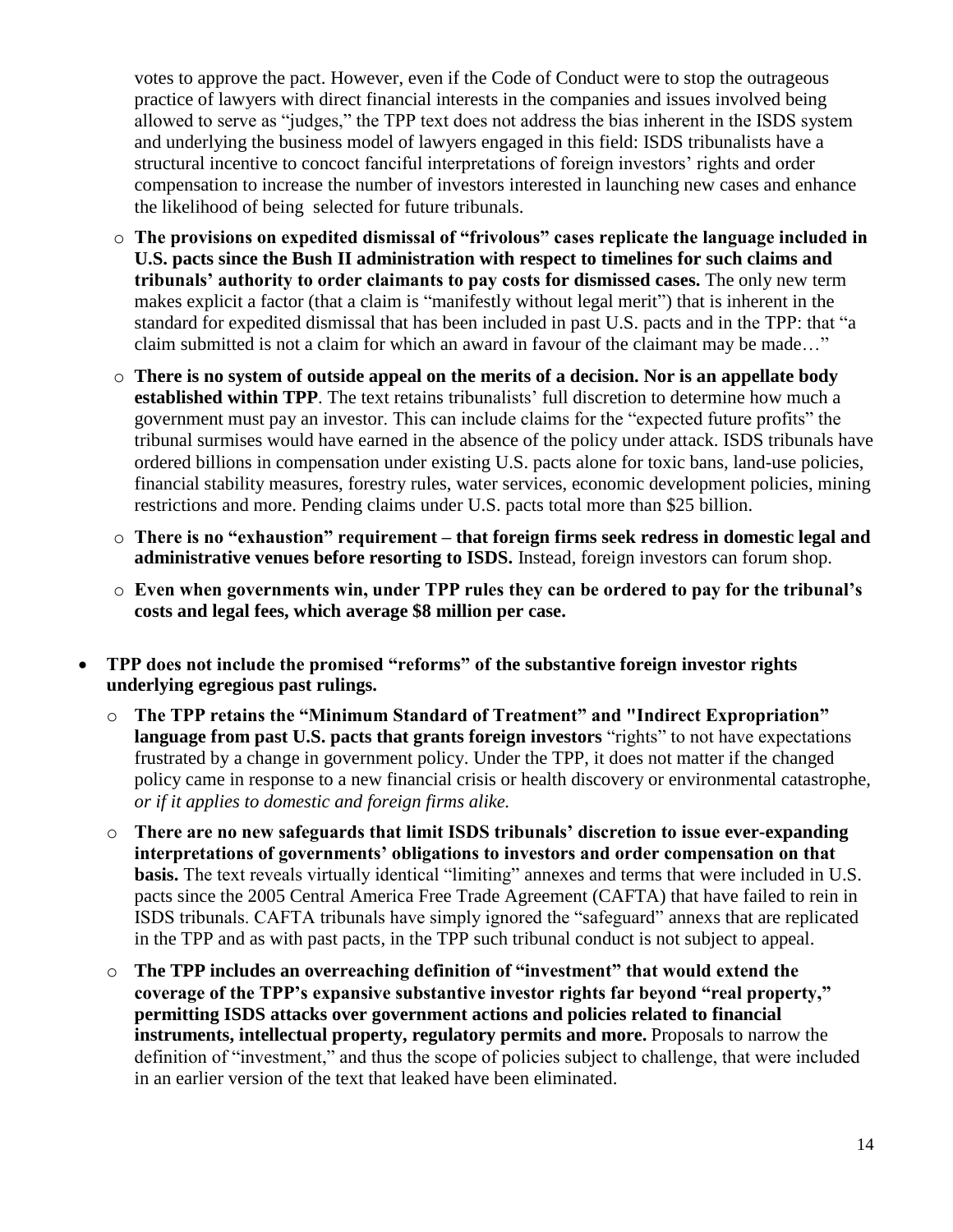votes to approve the pact. However, even if the Code of Conduct were to stop the outrageous practice of lawyers with direct financial interests in the companies and issues involved being allowed to serve as "judges," the TPP text does not address the bias inherent in the ISDS system and underlying the business model of lawyers engaged in this field: ISDS tribunalists have a structural incentive to concoct fanciful interpretations of foreign investors' rights and order compensation to increase the number of investors interested in launching new cases and enhance the likelihood of being selected for future tribunals.

  - **The provisions on expedited dismissal of "frivolous" cases replicate the language included in U.S. pacts since the Bush II administration with respect to timelines for such claims and tribunals' authority to order claimants to pay costs for dismissed cases.** The only new term makes explicit a factor (that a claim is "manifestly without legal merit") that is inherent in the standard for expedited dismissal that has been included in past U.S. pacts and in the TPP: that "a claim submitted is not a claim for which an award in favour of the claimant may be made…"
  - **There is no system of outside appeal on the merits of a decision. Nor is an appellate body established within TPP**. The text retains tribunalists' full discretion to determine how much a government must pay an investor. This can include claims for the "expected future profits" the tribunal surmises would have earned in the absence of the policy under attack. ISDS tribunals have ordered billions in compensation under existing U.S. pacts alone for toxic bans, land-use policies, financial stability measures, forestry rules, water services, economic development policies, mining restrictions and more. Pending claims under U.S. pacts total more than $25 billion.
  - **There is no "exhaustion" requirement – that foreign firms seek redress in domestic legal and administrative venues before resorting to ISDS.** Instead, foreign investors can forum shop.
  - **Even when governments win, under TPP rules they can be ordered to pay for the tribunal's costs and legal fees, which average $8 million per case.**

- **TPP does not include the promised "reforms" of the substantive foreign investor rights underlying egregious past rulings.**
  - **The TPP retains the "Minimum Standard of Treatment" and "Indirect Expropriation" language from past U.S. pacts that grants foreign investors** "rights" to not have expectations frustrated by a change in government policy. Under the TPP, it does not matter if the changed policy came in response to a new financial crisis or health discovery or environmental catastrophe, *or if it applies to domestic and foreign firms alike.*
  - **There are no new safeguards that limit ISDS tribunals' discretion to issue ever-expanding interpretations of governments' obligations to investors and order compensation on that basis.** The text reveals virtually identical "limiting" annexes and terms that were included in U.S. pacts since the 2005 Central America Free Trade Agreement (CAFTA) that have failed to rein in ISDS tribunals. CAFTA tribunals have simply ignored the "safeguard" annexs that are replicated in the TPP and as with past pacts, in the TPP such tribunal conduct is not subject to appeal.
  - **The TPP includes an overreaching definition of "investment" that would extend the coverage of the TPP's expansive substantive investor rights far beyond "real property," permitting ISDS attacks over government actions and policies related to financial instruments, intellectual property, regulatory permits and more.** Proposals to narrow the definition of "investment," and thus the scope of policies subject to challenge, that were included in an earlier version of the text that leaked have been eliminated.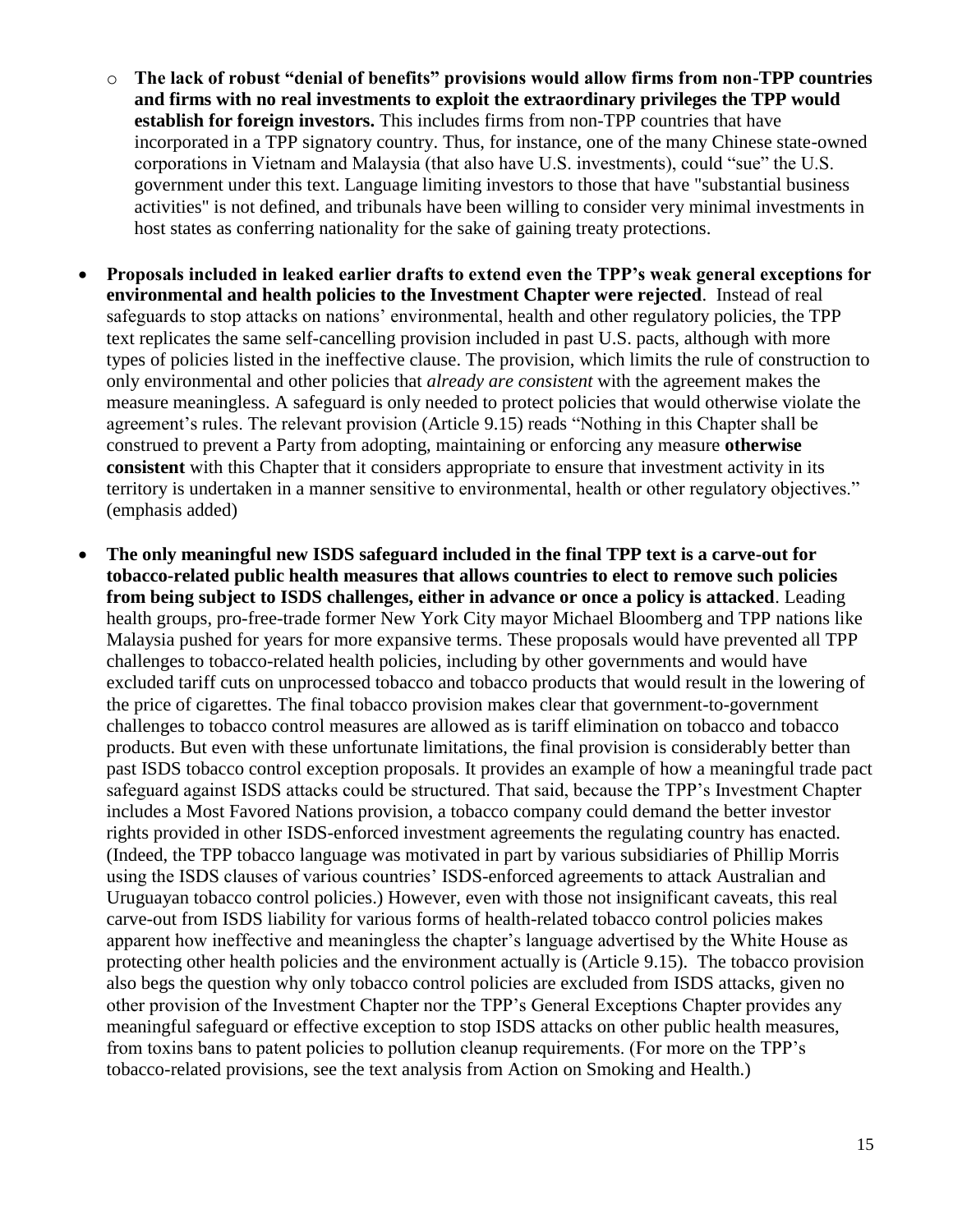- **The lack of robust "denial of benefits" provisions would allow firms from non-TPP countries and firms with no real investments to exploit the extraordinary privileges the TPP would establish for foreign investors.** This includes firms from non-TPP countries that have incorporated in a TPP signatory country. Thus, for instance, one of the many Chinese state-owned corporations in Vietnam and Malaysia (that also have U.S. investments), could "sue" the U.S. government under this text. Language limiting investors to those that have "substantial business activities" is not defined, and tribunals have been willing to consider very minimal investments in host states as conferring nationality for the sake of gaining treaty protections.

- **Proposals included in leaked earlier drafts to extend even the TPP's weak general exceptions for environmental and health policies to the Investment Chapter were rejected**. Instead of real safeguards to stop attacks on nations' environmental, health and other regulatory policies, the TPP text replicates the same self-cancelling provision included in past U.S. pacts, although with more types of policies listed in the ineffective clause. The provision, which limits the rule of construction to only environmental and other policies that *already are consistent* with the agreement makes the measure meaningless. A safeguard is only needed to protect policies that would otherwise violate the agreement's rules. The relevant provision (Article 9.15) reads "Nothing in this Chapter shall be construed to prevent a Party from adopting, maintaining or enforcing any measure **otherwise consistent** with this Chapter that it considers appropriate to ensure that investment activity in its territory is undertaken in a manner sensitive to environmental, health or other regulatory objectives." (emphasis added)

- **The only meaningful new ISDS safeguard included in the final TPP text is a carve-out for tobacco-related public health measures that allows countries to elect to remove such policies from being subject to ISDS challenges, either in advance or once a policy is attacked**. Leading health groups, pro-free-trade former New York City mayor Michael Bloomberg and TPP nations like Malaysia pushed for years for more expansive terms. These proposals would have prevented all TPP challenges to tobacco-related health policies, including by other governments and would have excluded tariff cuts on unprocessed tobacco and tobacco products that would result in the lowering of the price of cigarettes. The final tobacco provision makes clear that government-to-government challenges to tobacco control measures are allowed as is tariff elimination on tobacco and tobacco products. But even with these unfortunate limitations, the final provision is considerably better than past ISDS tobacco control exception proposals. It provides an example of how a meaningful trade pact safeguard against ISDS attacks could be structured. That said, because the TPP's Investment Chapter includes a Most Favored Nations provision, a tobacco company could demand the better investor rights provided in other ISDS-enforced investment agreements the regulating country has enacted. (Indeed, the TPP tobacco language was motivated in part by various subsidiaries of Phillip Morris using the ISDS clauses of various countries' ISDS-enforced agreements to attack Australian and Uruguayan tobacco control policies.) However, even with those not insignificant caveats, this real carve-out from ISDS liability for various forms of health-related tobacco control policies makes apparent how ineffective and meaningless the chapter's language advertised by the White House as protecting other health policies and the environment actually is (Article 9.15). The tobacco provision also begs the question why only tobacco control policies are excluded from ISDS attacks, given no other provision of the Investment Chapter nor the TPP's General Exceptions Chapter provides any meaningful safeguard or effective exception to stop ISDS attacks on other public health measures, from toxins bans to patent policies to pollution cleanup requirements. (For more on the TPP's tobacco-related provisions, see the text analysis from Action on Smoking and Health.)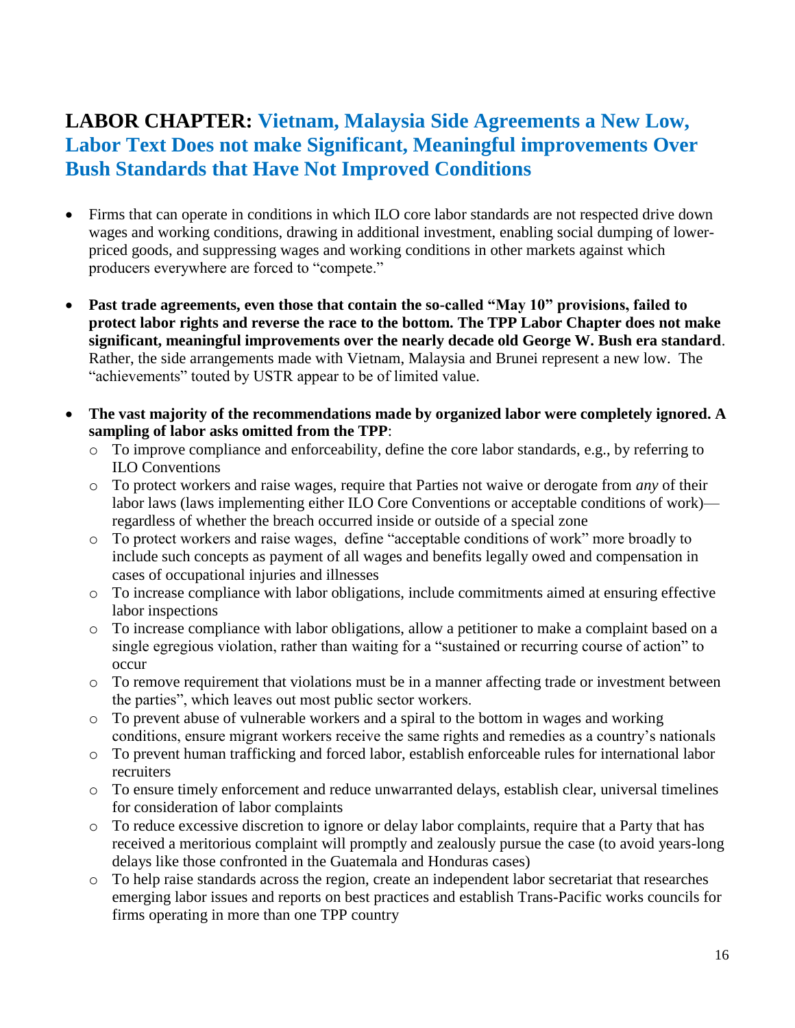## **LABOR CHAPTER:** Vietnam, Malaysia Side Agreements a New Low, Labor Text Does not make Significant, Meaningful improvements Over Bush Standards that Have Not Improved Conditions

- Firms that can operate in conditions in which ILO core labor standards are not respected drive down wages and working conditions, drawing in additional investment, enabling social dumping of lower-priced goods, and suppressing wages and working conditions in other markets against which producers everywhere are forced to "compete."

- **Past trade agreements, even those that contain the so-called "May 10" provisions, failed to protect labor rights and reverse the race to the bottom. The TPP Labor Chapter does not make significant, meaningful improvements over the nearly decade old George W. Bush era standard**. Rather, the side arrangements made with Vietnam, Malaysia and Brunei represent a new low. The "achievements" touted by USTR appear to be of limited value.

- **The vast majority of the recommendations made by organized labor were completely ignored. A sampling of labor asks omitted from the TPP**:
  - To improve compliance and enforceability, define the core labor standards, e.g., by referring to ILO Conventions
  - To protect workers and raise wages, require that Parties not waive or derogate from *any* of their labor laws (laws implementing either ILO Core Conventions or acceptable conditions of work)—regardless of whether the breach occurred inside or outside of a special zone
  - To protect workers and raise wages, define "acceptable conditions of work" more broadly to include such concepts as payment of all wages and benefits legally owed and compensation in cases of occupational injuries and illnesses
  - To increase compliance with labor obligations, include commitments aimed at ensuring effective labor inspections
  - To increase compliance with labor obligations, allow a petitioner to make a complaint based on a single egregious violation, rather than waiting for a "sustained or recurring course of action" to occur
  - To remove requirement that violations must be in a manner affecting trade or investment between the parties", which leaves out most public sector workers.
  - To prevent abuse of vulnerable workers and a spiral to the bottom in wages and working conditions, ensure migrant workers receive the same rights and remedies as a country's nationals
  - To prevent human trafficking and forced labor, establish enforceable rules for international labor recruiters
  - To ensure timely enforcement and reduce unwarranted delays, establish clear, universal timelines for consideration of labor complaints
  - To reduce excessive discretion to ignore or delay labor complaints, require that a Party that has received a meritorious complaint will promptly and zealously pursue the case (to avoid years-long delays like those confronted in the Guatemala and Honduras cases)
  - To help raise standards across the region, create an independent labor secretariat that researches emerging labor issues and reports on best practices and establish Trans-Pacific works councils for firms operating in more than one TPP country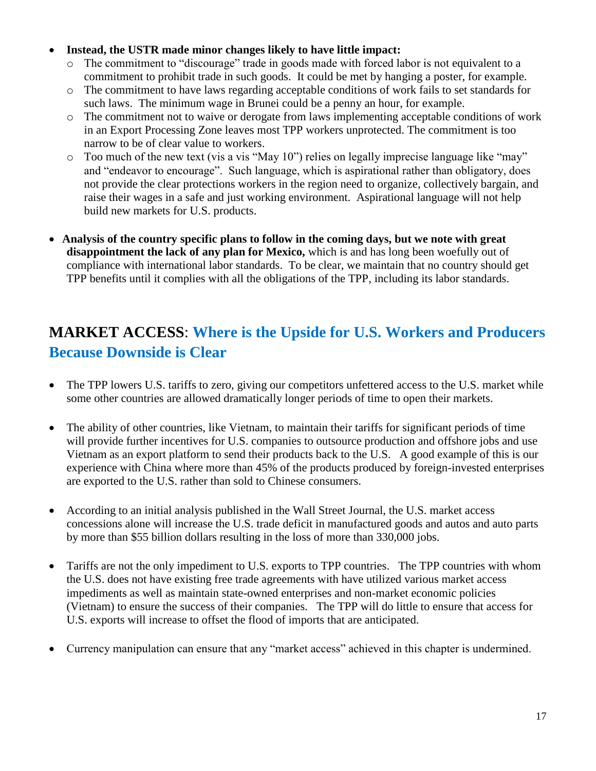- **Instead, the USTR made minor changes likely to have little impact:**
  - The commitment to "discourage" trade in goods made with forced labor is not equivalent to a commitment to prohibit trade in such goods. It could be met by hanging a poster, for example.
  - The commitment to have laws regarding acceptable conditions of work fails to set standards for such laws. The minimum wage in Brunei could be a penny an hour, for example.
  - The commitment not to waive or derogate from laws implementing acceptable conditions of work in an Export Processing Zone leaves most TPP workers unprotected. The commitment is too narrow to be of clear value to workers.
  - Too much of the new text (vis a vis "May 10") relies on legally imprecise language like "may" and "endeavor to encourage". Such language, which is aspirational rather than obligatory, does not provide the clear protections workers in the region need to organize, collectively bargain, and raise their wages in a safe and just working environment. Aspirational language will not help build new markets for U.S. products.

- **Analysis of the country specific plans to follow in the coming days, but we note with great disappointment the lack of any plan for Mexico,** which is and has long been woefully out of compliance with international labor standards. To be clear, we maintain that no country should get TPP benefits until it complies with all the obligations of the TPP, including its labor standards.

## MARKET ACCESS: Where is the Upside for U.S. Workers and Producers Because Downside is Clear

- The TPP lowers U.S. tariffs to zero, giving our competitors unfettered access to the U.S. market while some other countries are allowed dramatically longer periods of time to open their markets.

- The ability of other countries, like Vietnam, to maintain their tariffs for significant periods of time will provide further incentives for U.S. companies to outsource production and offshore jobs and use Vietnam as an export platform to send their products back to the U.S. A good example of this is our experience with China where more than 45% of the products produced by foreign-invested enterprises are exported to the U.S. rather than sold to Chinese consumers.

- According to an initial analysis published in the Wall Street Journal, the U.S. market access concessions alone will increase the U.S. trade deficit in manufactured goods and autos and auto parts by more than $55 billion dollars resulting in the loss of more than 330,000 jobs.

- Tariffs are not the only impediment to U.S. exports to TPP countries. The TPP countries with whom the U.S. does not have existing free trade agreements with have utilized various market access impediments as well as maintain state-owned enterprises and non-market economic policies (Vietnam) to ensure the success of their companies. The TPP will do little to ensure that access for U.S. exports will increase to offset the flood of imports that are anticipated.

- Currency manipulation can ensure that any "market access" achieved in this chapter is undermined.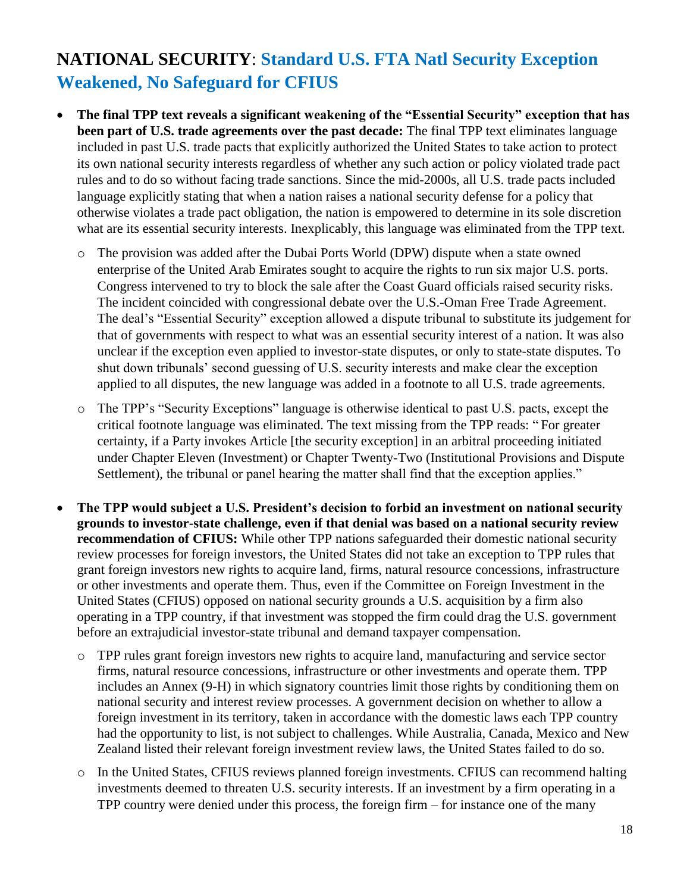## **NATIONAL SECURITY**: Standard U.S. FTA Natl Security Exception Weakened, No Safeguard for CFIUS

- **The final TPP text reveals a significant weakening of the "Essential Security" exception that has been part of U.S. trade agreements over the past decade:** The final TPP text eliminates language included in past U.S. trade pacts that explicitly authorized the United States to take action to protect its own national security interests regardless of whether any such action or policy violated trade pact rules and to do so without facing trade sanctions. Since the mid-2000s, all U.S. trade pacts included language explicitly stating that when a nation raises a national security defense for a policy that otherwise violates a trade pact obligation, the nation is empowered to determine in its sole discretion what are its essential security interests. Inexplicably, this language was eliminated from the TPP text.
    - The provision was added after the Dubai Ports World (DPW) dispute when a state owned enterprise of the United Arab Emirates sought to acquire the rights to run six major U.S. ports. Congress intervened to try to block the sale after the Coast Guard officials raised security risks. The incident coincided with congressional debate over the U.S.-Oman Free Trade Agreement. The deal's "Essential Security" exception allowed a dispute tribunal to substitute its judgement for that of governments with respect to what was an essential security interest of a nation. It was also unclear if the exception even applied to investor-state disputes, or only to state-state disputes. To shut down tribunals' second guessing of U.S. security interests and make clear the exception applied to all disputes, the new language was added in a footnote to all U.S. trade agreements.
    - The TPP's "Security Exceptions" language is otherwise identical to past U.S. pacts, except the critical footnote language was eliminated. The text missing from the TPP reads: " For greater certainty, if a Party invokes Article [the security exception] in an arbitral proceeding initiated under Chapter Eleven (Investment) or Chapter Twenty-Two (Institutional Provisions and Dispute Settlement), the tribunal or panel hearing the matter shall find that the exception applies."

- **The TPP would subject a U.S. President's decision to forbid an investment on national security grounds to investor-state challenge, even if that denial was based on a national security review recommendation of CFIUS:** While other TPP nations safeguarded their domestic national security review processes for foreign investors, the United States did not take an exception to TPP rules that grant foreign investors new rights to acquire land, firms, natural resource concessions, infrastructure or other investments and operate them. Thus, even if the Committee on Foreign Investment in the United States (CFIUS) opposed on national security grounds a U.S. acquisition by a firm also operating in a TPP country, if that investment was stopped the firm could drag the U.S. government before an extrajudicial investor-state tribunal and demand taxpayer compensation.
    - TPP rules grant foreign investors new rights to acquire land, manufacturing and service sector firms, natural resource concessions, infrastructure or other investments and operate them. TPP includes an Annex (9-H) in which signatory countries limit those rights by conditioning them on national security and interest review processes. A government decision on whether to allow a foreign investment in its territory, taken in accordance with the domestic laws each TPP country had the opportunity to list, is not subject to challenges. While Australia, Canada, Mexico and New Zealand listed their relevant foreign investment review laws, the United States failed to do so.
    - In the United States, CFIUS reviews planned foreign investments. CFIUS can recommend halting investments deemed to threaten U.S. security interests. If an investment by a firm operating in a TPP country were denied under this process, the foreign firm – for instance one of the many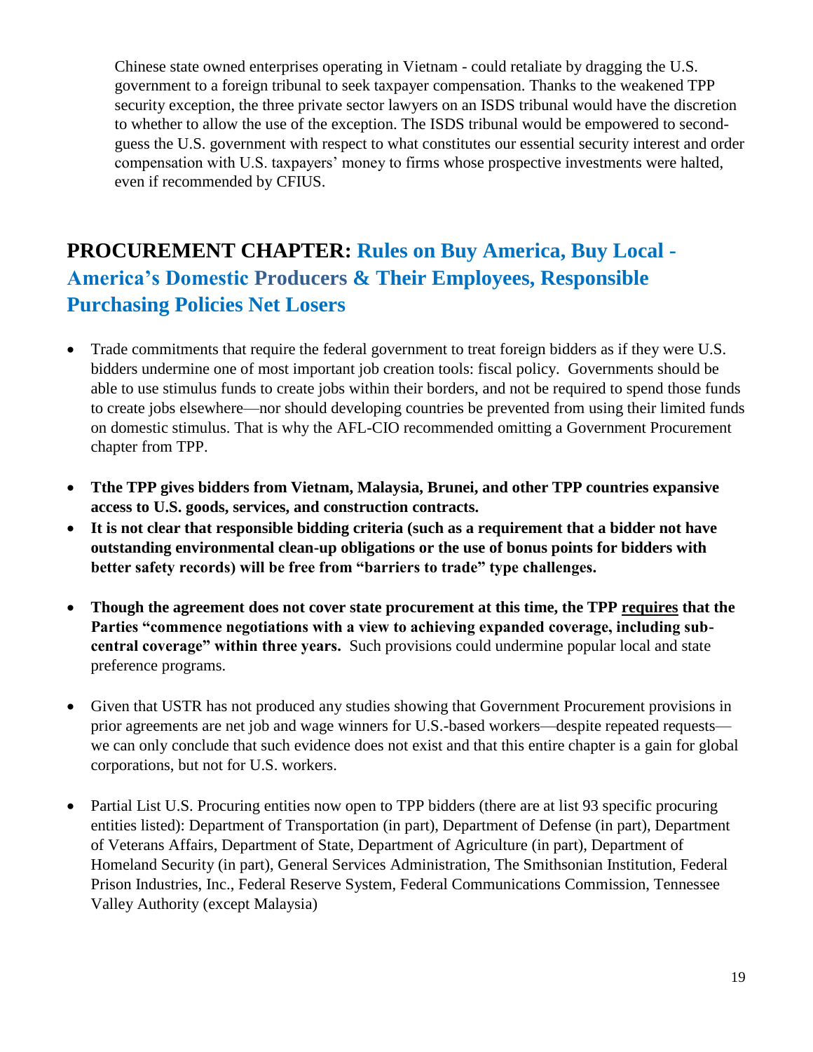Chinese state owned enterprises operating in Vietnam - could retaliate by dragging the U.S. government to a foreign tribunal to seek taxpayer compensation. Thanks to the weakened TPP security exception, the three private sector lawyers on an ISDS tribunal would have the discretion to whether to allow the use of the exception. The ISDS tribunal would be empowered to second-guess the U.S. government with respect to what constitutes our essential security interest and order compensation with U.S. taxpayers' money to firms whose prospective investments were halted, even if recommended by CFIUS.

## PROCUREMENT CHAPTER: Rules on Buy America, Buy Local - America's Domestic Producers & Their Employees, Responsible Purchasing Policies Net Losers

- Trade commitments that require the federal government to treat foreign bidders as if they were U.S. bidders undermine one of most important job creation tools: fiscal policy. Governments should be able to use stimulus funds to create jobs within their borders, and not be required to spend those funds to create jobs elsewhere—nor should developing countries be prevented from using their limited funds on domestic stimulus. That is why the AFL-CIO recommended omitting a Government Procurement chapter from TPP.
- **Tthe TPP gives bidders from Vietnam, Malaysia, Brunei, and other TPP countries expansive access to U.S. goods, services, and construction contracts.**
- **It is not clear that responsible bidding criteria (such as a requirement that a bidder not have outstanding environmental clean-up obligations or the use of bonus points for bidders with better safety records) will be free from "barriers to trade" type challenges.**
- **Though the agreement does not cover state procurement at this time, the TPP <u>requires</u> that the Parties "commence negotiations with a view to achieving expanded coverage, including sub-central coverage" within three years.** Such provisions could undermine popular local and state preference programs.
- Given that USTR has not produced any studies showing that Government Procurement provisions in prior agreements are net job and wage winners for U.S.-based workers—despite repeated requests—we can only conclude that such evidence does not exist and that this entire chapter is a gain for global corporations, but not for U.S. workers.
- Partial List U.S. Procuring entities now open to TPP bidders (there are at list 93 specific procuring entities listed): Department of Transportation (in part), Department of Defense (in part), Department of Veterans Affairs, Department of State, Department of Agriculture (in part), Department of Homeland Security (in part), General Services Administration, The Smithsonian Institution, Federal Prison Industries, Inc., Federal Reserve System, Federal Communications Commission, Tennessee Valley Authority (except Malaysia)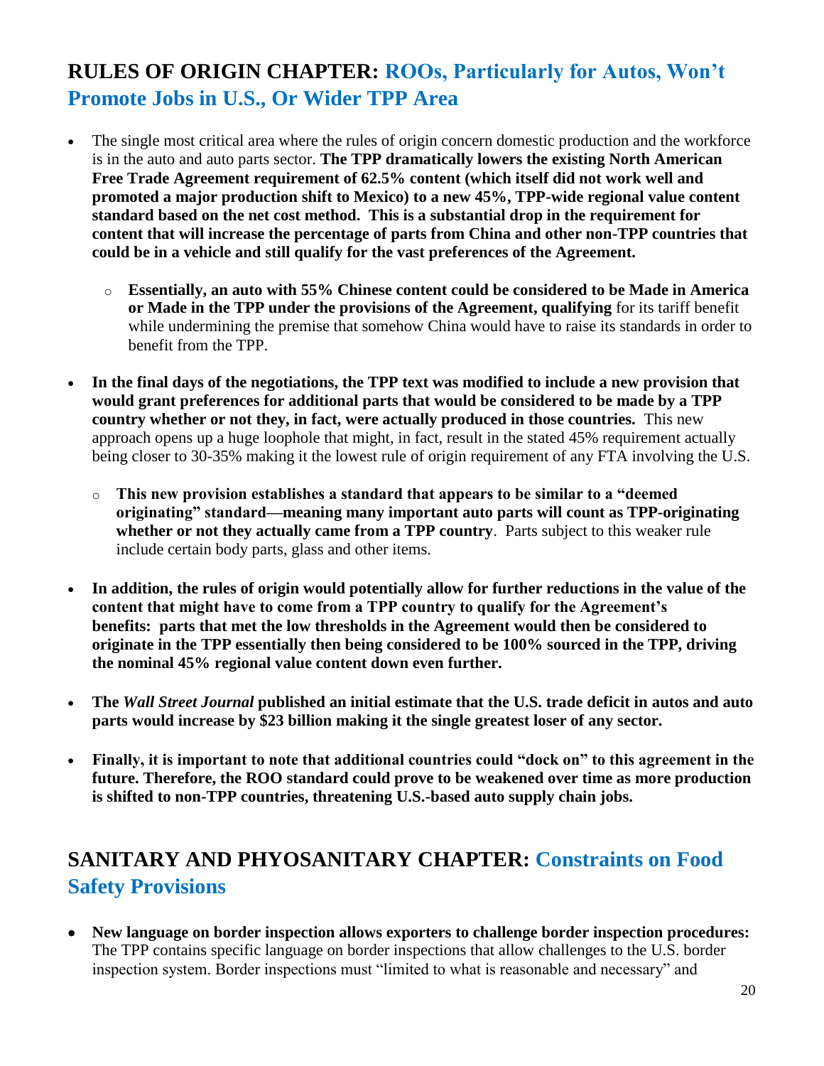## RULES OF ORIGIN CHAPTER: ROOs, Particularly for Autos, Won't Promote Jobs in U.S., Or Wider TPP Area

- The single most critical area where the rules of origin concern domestic production and the workforce is in the auto and auto parts sector. **The TPP dramatically lowers the existing North American Free Trade Agreement requirement of 62.5% content (which itself did not work well and promoted a major production shift to Mexico) to a new 45%, TPP-wide regional value content standard based on the net cost method. This is a substantial drop in the requirement for content that will increase the percentage of parts from China and other non-TPP countries that could be in a vehicle and still qualify for the vast preferences of the Agreement.**
  - **Essentially, an auto with 55% Chinese content could be considered to be Made in America or Made in the TPP under the provisions of the Agreement, qualifying** for its tariff benefit while undermining the premise that somehow China would have to raise its standards in order to benefit from the TPP.
- **In the final days of the negotiations, the TPP text was modified to include a new provision that would grant preferences for additional parts that would be considered to be made by a TPP country whether or not they, in fact, were actually produced in those countries.** This new approach opens up a huge loophole that might, in fact, result in the stated 45% requirement actually being closer to 30-35% making it the lowest rule of origin requirement of any FTA involving the U.S.
  - **This new provision establishes a standard that appears to be similar to a "deemed originating" standard—meaning many important auto parts will count as TPP-originating whether or not they actually came from a TPP country**. Parts subject to this weaker rule include certain body parts, glass and other items.
- **In addition, the rules of origin would potentially allow for further reductions in the value of the content that might have to come from a TPP country to qualify for the Agreement's benefits: parts that met the low thresholds in the Agreement would then be considered to originate in the TPP essentially then being considered to be 100% sourced in the TPP, driving the nominal 45% regional value content down even further.**
- **The *Wall Street Journal* published an initial estimate that the U.S. trade deficit in autos and auto parts would increase by $23 billion making it the single greatest loser of any sector.**
- **Finally, it is important to note that additional countries could "dock on" to this agreement in the future. Therefore, the ROO standard could prove to be weakened over time as more production is shifted to non-TPP countries, threatening U.S.-based auto supply chain jobs.**

## SANITARY AND PHYOSANITARY CHAPTER: Constraints on Food Safety Provisions

- **New language on border inspection allows exporters to challenge border inspection procedures:** The TPP contains specific language on border inspections that allow challenges to the U.S. border inspection system. Border inspections must "limited to what is reasonable and necessary" and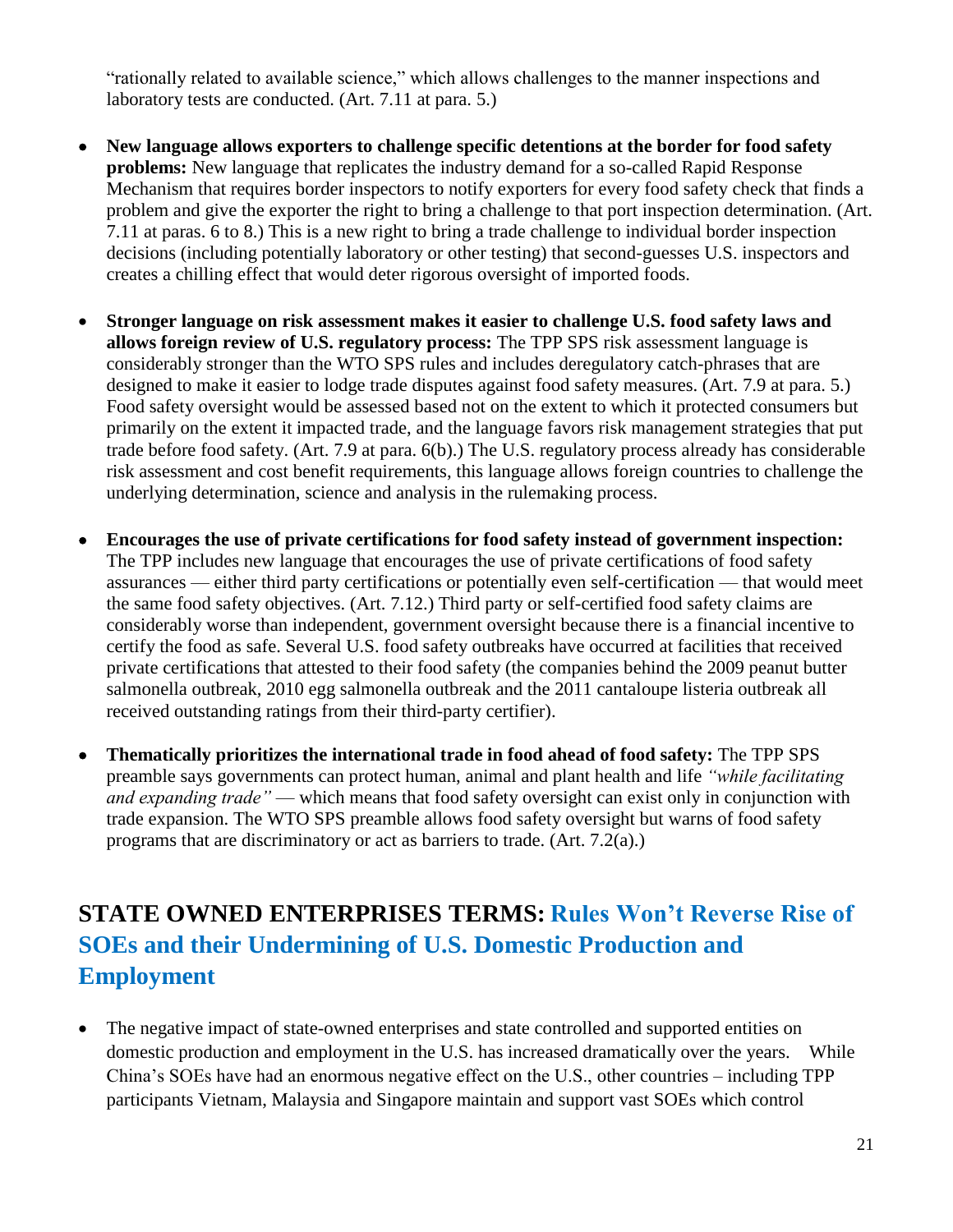"rationally related to available science," which allows challenges to the manner inspections and laboratory tests are conducted. (Art. 7.11 at para. 5.)

- **New language allows exporters to challenge specific detentions at the border for food safety problems:** New language that replicates the industry demand for a so-called Rapid Response Mechanism that requires border inspectors to notify exporters for every food safety check that finds a problem and give the exporter the right to bring a challenge to that port inspection determination. (Art. 7.11 at paras. 6 to 8.) This is a new right to bring a trade challenge to individual border inspection decisions (including potentially laboratory or other testing) that second-guesses U.S. inspectors and creates a chilling effect that would deter rigorous oversight of imported foods.

- **Stronger language on risk assessment makes it easier to challenge U.S. food safety laws and allows foreign review of U.S. regulatory process:** The TPP SPS risk assessment language is considerably stronger than the WTO SPS rules and includes deregulatory catch-phrases that are designed to make it easier to lodge trade disputes against food safety measures. (Art. 7.9 at para. 5.) Food safety oversight would be assessed based not on the extent to which it protected consumers but primarily on the extent it impacted trade, and the language favors risk management strategies that put trade before food safety. (Art. 7.9 at para. 6(b).) The U.S. regulatory process already has considerable risk assessment and cost benefit requirements, this language allows foreign countries to challenge the underlying determination, science and analysis in the rulemaking process.

- **Encourages the use of private certifications for food safety instead of government inspection:** The TPP includes new language that encourages the use of private certifications of food safety assurances — either third party certifications or potentially even self-certification — that would meet the same food safety objectives. (Art. 7.12.) Third party or self-certified food safety claims are considerably worse than independent, government oversight because there is a financial incentive to certify the food as safe. Several U.S. food safety outbreaks have occurred at facilities that received private certifications that attested to their food safety (the companies behind the 2009 peanut butter salmonella outbreak, 2010 egg salmonella outbreak and the 2011 cantaloupe listeria outbreak all received outstanding ratings from their third-party certifier).

- **Thematically prioritizes the international trade in food ahead of food safety:** The TPP SPS preamble says governments can protect human, animal and plant health and life *"while facilitating and expanding trade"* — which means that food safety oversight can exist only in conjunction with trade expansion. The WTO SPS preamble allows food safety oversight but warns of food safety programs that are discriminatory or act as barriers to trade. (Art. 7.2(a).)

## STATE OWNED ENTERPRISES TERMS: Rules Won't Reverse Rise of SOEs and their Undermining of U.S. Domestic Production and Employment

- The negative impact of state-owned enterprises and state controlled and supported entities on domestic production and employment in the U.S. has increased dramatically over the years. While China's SOEs have had an enormous negative effect on the U.S., other countries – including TPP participants Vietnam, Malaysia and Singapore maintain and support vast SOEs which control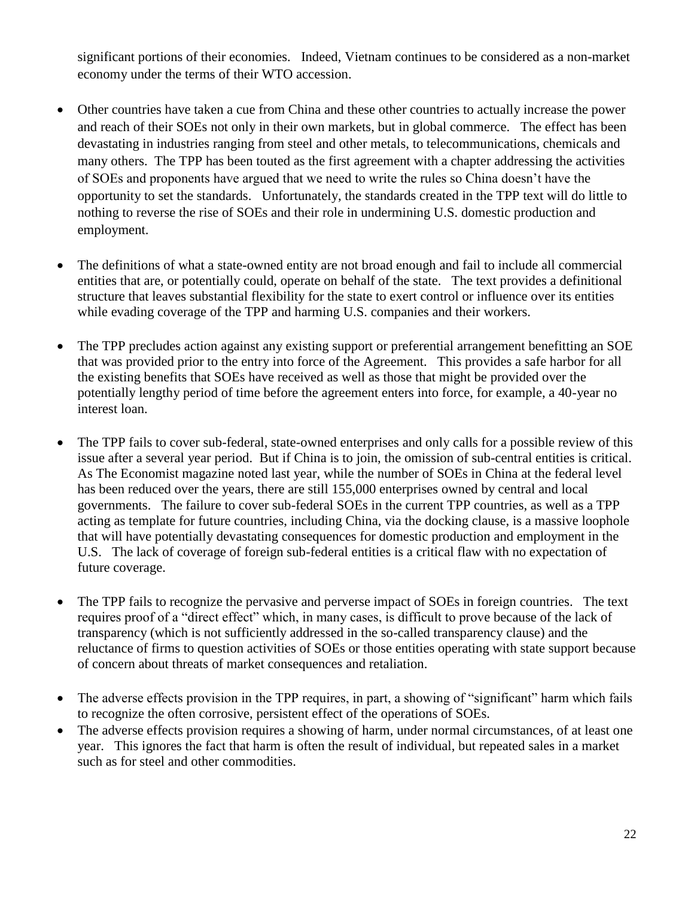significant portions of their economies. Indeed, Vietnam continues to be considered as a non-market economy under the terms of their WTO accession.

- Other countries have taken a cue from China and these other countries to actually increase the power and reach of their SOEs not only in their own markets, but in global commerce. The effect has been devastating in industries ranging from steel and other metals, to telecommunications, chemicals and many others. The TPP has been touted as the first agreement with a chapter addressing the activities of SOEs and proponents have argued that we need to write the rules so China doesn't have the opportunity to set the standards. Unfortunately, the standards created in the TPP text will do little to nothing to reverse the rise of SOEs and their role in undermining U.S. domestic production and employment.

- The definitions of what a state-owned entity are not broad enough and fail to include all commercial entities that are, or potentially could, operate on behalf of the state. The text provides a definitional structure that leaves substantial flexibility for the state to exert control or influence over its entities while evading coverage of the TPP and harming U.S. companies and their workers.

- The TPP precludes action against any existing support or preferential arrangement benefitting an SOE that was provided prior to the entry into force of the Agreement. This provides a safe harbor for all the existing benefits that SOEs have received as well as those that might be provided over the potentially lengthy period of time before the agreement enters into force, for example, a 40-year no interest loan.

- The TPP fails to cover sub-federal, state-owned enterprises and only calls for a possible review of this issue after a several year period. But if China is to join, the omission of sub-central entities is critical. As The Economist magazine noted last year, while the number of SOEs in China at the federal level has been reduced over the years, there are still 155,000 enterprises owned by central and local governments. The failure to cover sub-federal SOEs in the current TPP countries, as well as a TPP acting as template for future countries, including China, via the docking clause, is a massive loophole that will have potentially devastating consequences for domestic production and employment in the U.S. The lack of coverage of foreign sub-federal entities is a critical flaw with no expectation of future coverage.

- The TPP fails to recognize the pervasive and perverse impact of SOEs in foreign countries. The text requires proof of a "direct effect" which, in many cases, is difficult to prove because of the lack of transparency (which is not sufficiently addressed in the so-called transparency clause) and the reluctance of firms to question activities of SOEs or those entities operating with state support because of concern about threats of market consequences and retaliation.

- The adverse effects provision in the TPP requires, in part, a showing of "significant" harm which fails to recognize the often corrosive, persistent effect of the operations of SOEs.
- The adverse effects provision requires a showing of harm, under normal circumstances, of at least one year. This ignores the fact that harm is often the result of individual, but repeated sales in a market such as for steel and other commodities.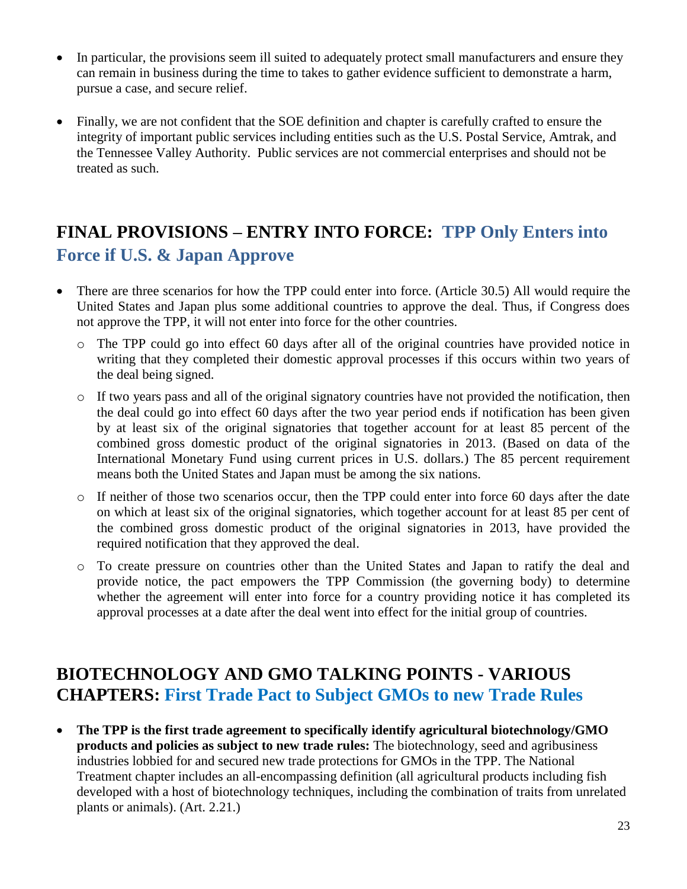- In particular, the provisions seem ill suited to adequately protect small manufacturers and ensure they can remain in business during the time to takes to gather evidence sufficient to demonstrate a harm, pursue a case, and secure relief.

- Finally, we are not confident that the SOE definition and chapter is carefully crafted to ensure the integrity of important public services including entities such as the U.S. Postal Service, Amtrak, and the Tennessee Valley Authority. Public services are not commercial enterprises and should not be treated as such.

## FINAL PROVISIONS – ENTRY INTO FORCE: TPP Only Enters into Force if U.S. & Japan Approve

- There are three scenarios for how the TPP could enter into force. (Article 30.5) All would require the United States and Japan plus some additional countries to approve the deal. Thus, if Congress does not approve the TPP, it will not enter into force for the other countries.
  - The TPP could go into effect 60 days after all of the original countries have provided notice in writing that they completed their domestic approval processes if this occurs within two years of the deal being signed.
  - If two years pass and all of the original signatory countries have not provided the notification, then the deal could go into effect 60 days after the two year period ends if notification has been given by at least six of the original signatories that together account for at least 85 percent of the combined gross domestic product of the original signatories in 2013. (Based on data of the International Monetary Fund using current prices in U.S. dollars.) The 85 percent requirement means both the United States and Japan must be among the six nations.
  - If neither of those two scenarios occur, then the TPP could enter into force 60 days after the date on which at least six of the original signatories, which together account for at least 85 per cent of the combined gross domestic product of the original signatories in 2013, have provided the required notification that they approved the deal.
  - To create pressure on countries other than the United States and Japan to ratify the deal and provide notice, the pact empowers the TPP Commission (the governing body) to determine whether the agreement will enter into force for a country providing notice it has completed its approval processes at a date after the deal went into effect for the initial group of countries.

## BIOTECHNOLOGY AND GMO TALKING POINTS - VARIOUS CHAPTERS: First Trade Pact to Subject GMOs to new Trade Rules

- **The TPP is the first trade agreement to specifically identify agricultural biotechnology/GMO products and policies as subject to new trade rules:** The biotechnology, seed and agribusiness industries lobbied for and secured new trade protections for GMOs in the TPP. The National Treatment chapter includes an all-encompassing definition (all agricultural products including fish developed with a host of biotechnology techniques, including the combination of traits from unrelated plants or animals). (Art. 2.21.)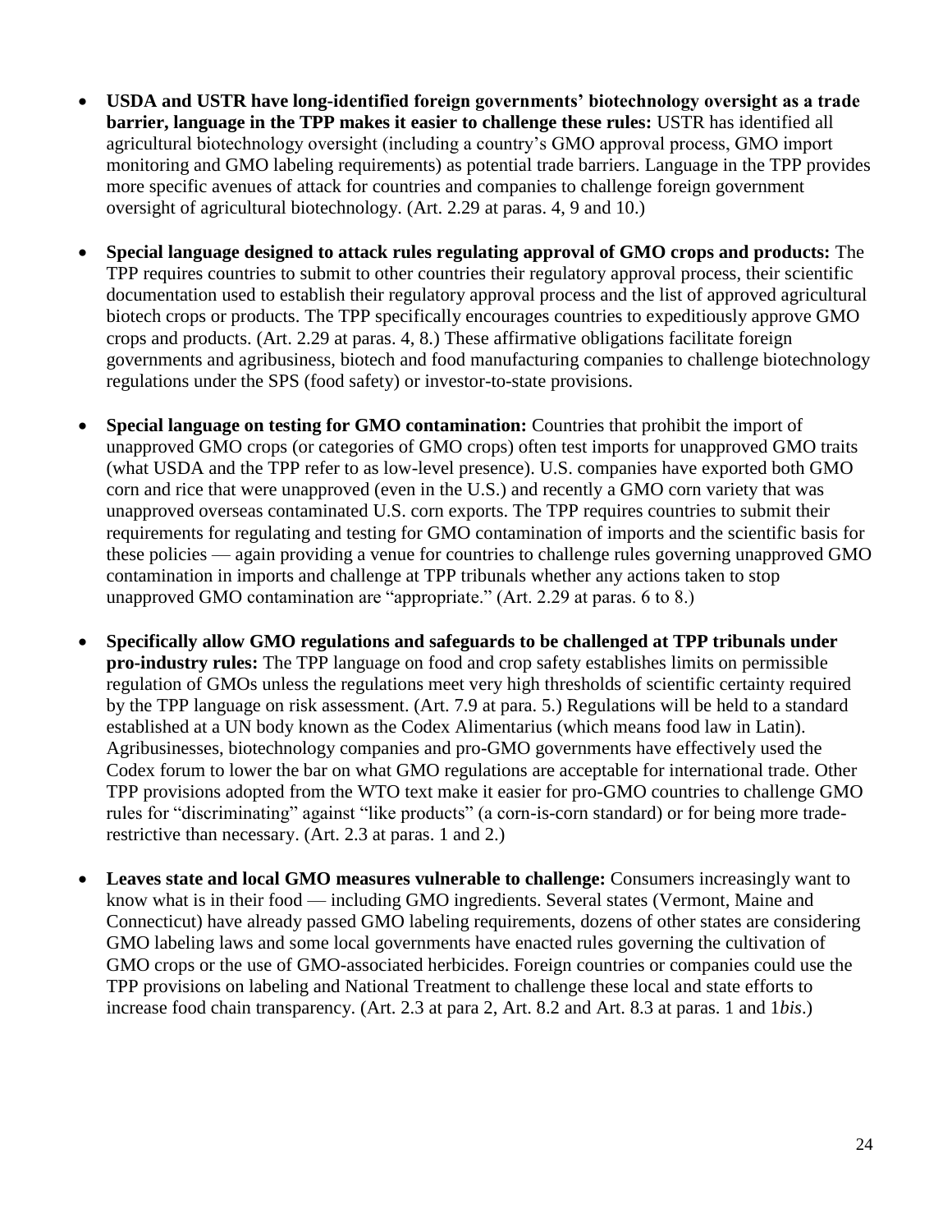- **USDA and USTR have long-identified foreign governments' biotechnology oversight as a trade barrier, language in the TPP makes it easier to challenge these rules:** USTR has identified all agricultural biotechnology oversight (including a country's GMO approval process, GMO import monitoring and GMO labeling requirements) as potential trade barriers. Language in the TPP provides more specific avenues of attack for countries and companies to challenge foreign government oversight of agricultural biotechnology. (Art. 2.29 at paras. 4, 9 and 10.)

- **Special language designed to attack rules regulating approval of GMO crops and products:** The TPP requires countries to submit to other countries their regulatory approval process, their scientific documentation used to establish their regulatory approval process and the list of approved agricultural biotech crops or products. The TPP specifically encourages countries to expeditiously approve GMO crops and products. (Art. 2.29 at paras. 4, 8.) These affirmative obligations facilitate foreign governments and agribusiness, biotech and food manufacturing companies to challenge biotechnology regulations under the SPS (food safety) or investor-to-state provisions.

- **Special language on testing for GMO contamination:** Countries that prohibit the import of unapproved GMO crops (or categories of GMO crops) often test imports for unapproved GMO traits (what USDA and the TPP refer to as low-level presence). U.S. companies have exported both GMO corn and rice that were unapproved (even in the U.S.) and recently a GMO corn variety that was unapproved overseas contaminated U.S. corn exports. The TPP requires countries to submit their requirements for regulating and testing for GMO contamination of imports and the scientific basis for these policies — again providing a venue for countries to challenge rules governing unapproved GMO contamination in imports and challenge at TPP tribunals whether any actions taken to stop unapproved GMO contamination are "appropriate." (Art. 2.29 at paras. 6 to 8.)

- **Specifically allow GMO regulations and safeguards to be challenged at TPP tribunals under pro-industry rules:** The TPP language on food and crop safety establishes limits on permissible regulation of GMOs unless the regulations meet very high thresholds of scientific certainty required by the TPP language on risk assessment. (Art. 7.9 at para. 5.) Regulations will be held to a standard established at a UN body known as the Codex Alimentarius (which means food law in Latin). Agribusinesses, biotechnology companies and pro-GMO governments have effectively used the Codex forum to lower the bar on what GMO regulations are acceptable for international trade. Other TPP provisions adopted from the WTO text make it easier for pro-GMO countries to challenge GMO rules for "discriminating" against "like products" (a corn-is-corn standard) or for being more trade-restrictive than necessary. (Art. 2.3 at paras. 1 and 2.)

- **Leaves state and local GMO measures vulnerable to challenge:** Consumers increasingly want to know what is in their food — including GMO ingredients. Several states (Vermont, Maine and Connecticut) have already passed GMO labeling requirements, dozens of other states are considering GMO labeling laws and some local governments have enacted rules governing the cultivation of GMO crops or the use of GMO-associated herbicides. Foreign countries or companies could use the TPP provisions on labeling and National Treatment to challenge these local and state efforts to increase food chain transparency. (Art. 2.3 at para 2, Art. 8.2 and Art. 8.3 at paras. 1 and 1*bis*.)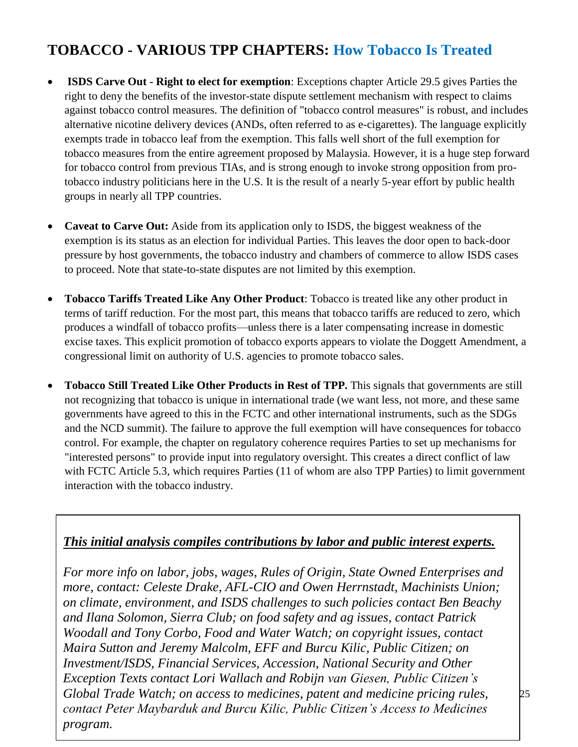## TOBACCO - VARIOUS TPP CHAPTERS: How Tobacco Is Treated

- **ISDS Carve Out - Right to elect for exemption**: Exceptions chapter Article 29.5 gives Parties the right to deny the benefits of the investor-state dispute settlement mechanism with respect to claims against tobacco control measures. The definition of "tobacco control measures" is robust, and includes alternative nicotine delivery devices (ANDs, often referred to as e-cigarettes). The language explicitly exempts trade in tobacco leaf from the exemption. This falls well short of the full exemption for tobacco measures from the entire agreement proposed by Malaysia. However, it is a huge step forward for tobacco control from previous TIAs, and is strong enough to invoke strong opposition from pro-tobacco industry politicians here in the U.S. It is the result of a nearly 5-year effort by public health groups in nearly all TPP countries.

- **Caveat to Carve Out:** Aside from its application only to ISDS, the biggest weakness of the exemption is its status as an election for individual Parties. This leaves the door open to back-door pressure by host governments, the tobacco industry and chambers of commerce to allow ISDS cases to proceed. Note that state-to-state disputes are not limited by this exemption.

- **Tobacco Tariffs Treated Like Any Other Product**: Tobacco is treated like any other product in terms of tariff reduction. For the most part, this means that tobacco tariffs are reduced to zero, which produces a windfall of tobacco profits—unless there is a later compensating increase in domestic excise taxes. This explicit promotion of tobacco exports appears to violate the Doggett Amendment, a congressional limit on authority of U.S. agencies to promote tobacco sales.

- **Tobacco Still Treated Like Other Products in Rest of TPP.** This signals that governments are still not recognizing that tobacco is unique in international trade (we want less, not more, and these same governments have agreed to this in the FCTC and other international instruments, such as the SDGs and the NCD summit). The failure to approve the full exemption will have consequences for tobacco control. For example, the chapter on regulatory coherence requires Parties to set up mechanisms for "interested persons" to provide input into regulatory oversight. This creates a direct conflict of law with FCTC Article 5.3, which requires Parties (11 of whom are also TPP Parties) to limit government interaction with the tobacco industry.

***This initial analysis compiles contributions by labor and public interest experts.***

*For more info on labor, jobs, wages, Rules of Origin, State Owned Enterprises and more, contact: Celeste Drake, AFL-CIO and Owen Herrnstadt, Machinists Union; on climate, environment, and ISDS challenges to such policies contact Ben Beachy and Ilana Solomon, Sierra Club; on food safety and ag issues, contact Patrick Woodall and Tony Corbo, Food and Water Watch; on copyright issues, contact Maira Sutton and Jeremy Malcolm, EFF and Burcu Kilic, Public Citizen; on Investment/ISDS, Financial Services, Accession, National Security and Other Exception Texts contact Lori Wallach and Robijn van Giesen, Public Citizen's Global Trade Watch; on access to medicines, patent and medicine pricing rules, contact Peter Maybarduk and Burcu Kilic, Public Citizen's Access to Medicines program.*